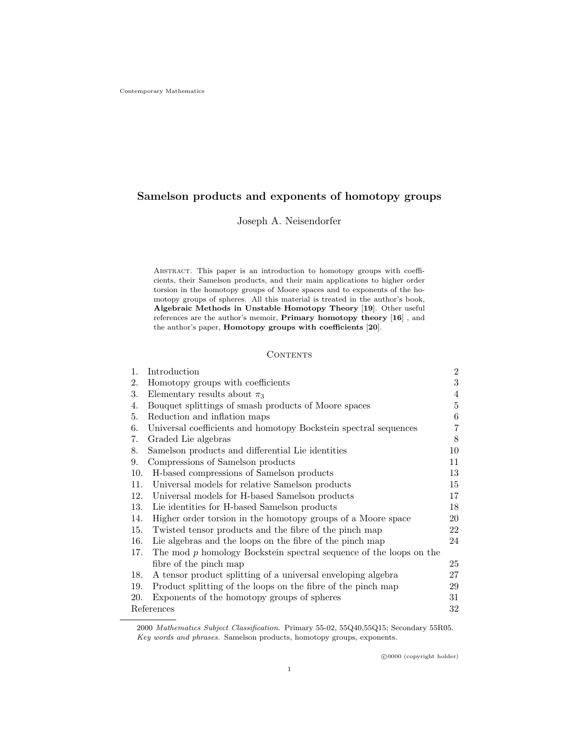Contemporary Mathematics

# Samelson products and exponents of homotopy groups

Joseph A. Neisendorfer

Abstract. This paper is an introduction to homotopy groups with coefficients, their Samelson products, and their main applications to higher order torsion in the homotopy groups of Moore spaces and to exponents of the homotopy groups of spheres. All this material is treated in the author's book, **Algebraic Methods in Unstable Homotopy Theory** [19]. Other useful references are the author's memoir, **Primary homotopy theory** [16] , and the author's paper, **Homotopy groups with coefficients** [20].

## Contents

| | | |
|---|---|---|
| 1. | Introduction | 2 |
| 2. | Homotopy groups with coefficients | 3 |
| 3. | Elementary results about $\pi_3$ | 4 |
| 4. | Bouquet splittings of smash products of Moore spaces | 5 |
| 5. | Reduction and inflation maps | 6 |
| 6. | Universal coefficients and homotopy Bockstein spectral sequences | 7 |
| 7. | Graded Lie algebras | 8 |
| 8. | Samelson products and differential Lie identities | 10 |
| 9. | Compressions of Samelson products | 11 |
| 10. | H-based compressions of Samelson products | 13 |
| 11. | Universal models for relative Samelson products | 15 |
| 12. | Universal models for H-based Samelson products | 17 |
| 13. | Lie identities for H-based Samelson products | 18 |
| 14. | Higher order torsion in the homotopy groups of a Moore space | 20 |
| 15. | Twisted tensor products and the fibre of the pinch map | 22 |
| 16. | Lie algebras and the loops on the fibre of the pinch map | 24 |
| 17. | The mod $p$ homology Bockstein spectral sequence of the loops on the fibre of the pinch map | 25 |
| 18. | A tensor product splitting of a universal enveloping algebra | 27 |
| 19. | Product splitting of the loops on the fibre of the pinch map | 29 |
| 20. | Exponents of the homotopy groups of spheres | 31 |
| | References | 32 |

2000 *Mathematics Subject Classification.* Primary 55-02, 55Q40,55Q15; Secondary 55R05.
*Key words and phrases.* Samelson products, homotopy groups, exponents.

©0000 (copyright holder)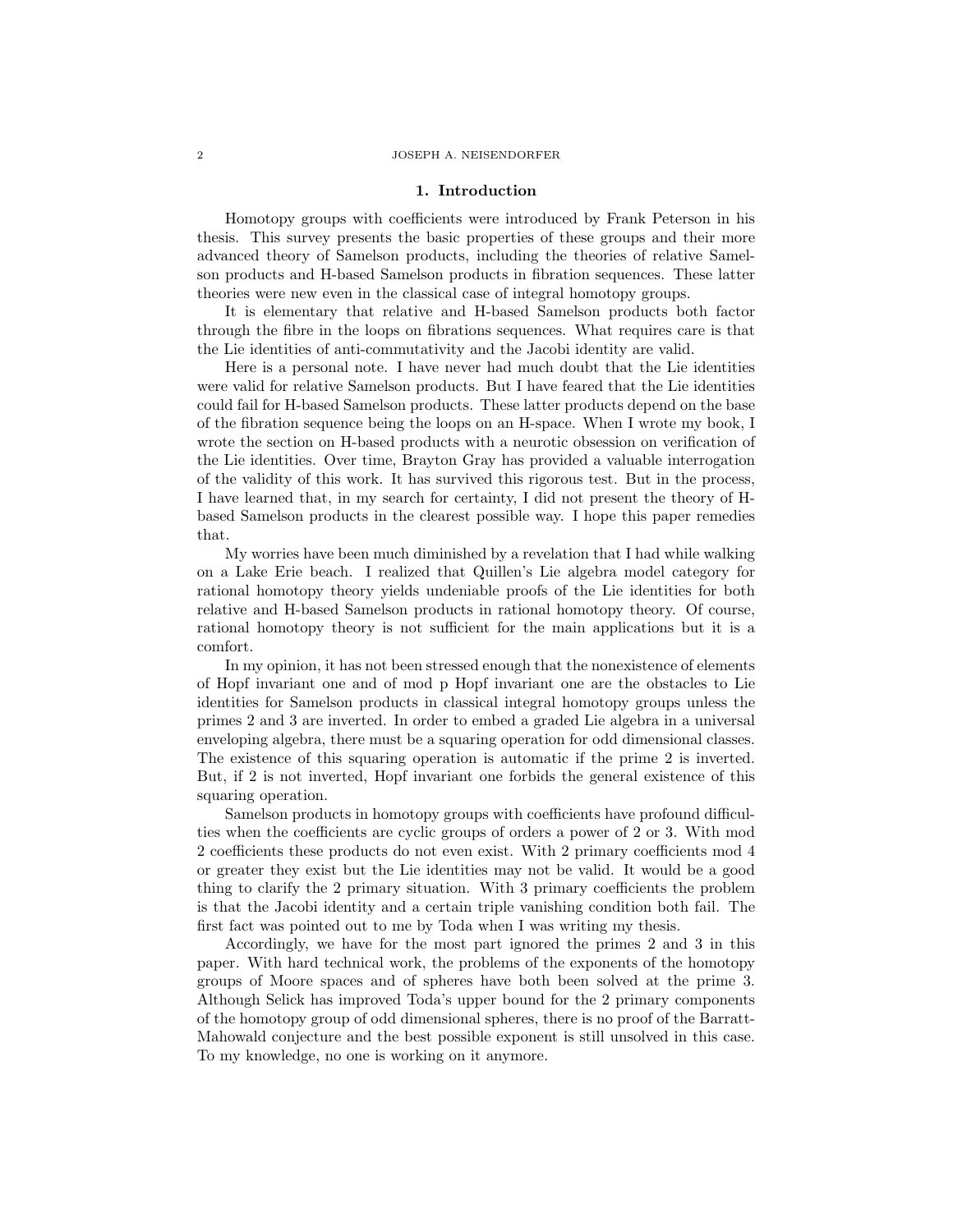## 1. Introduction

Homotopy groups with coefficients were introduced by Frank Peterson in his thesis. This survey presents the basic properties of these groups and their more advanced theory of Samelson products, including the theories of relative Samelson products and H-based Samelson products in fibration sequences. These latter theories were new even in the classical case of integral homotopy groups.

It is elementary that relative and H-based Samelson products both factor through the fibre in the loops on fibrations sequences. What requires care is that the Lie identities of anti-commutativity and the Jacobi identity are valid.

Here is a personal note. I have never had much doubt that the Lie identities were valid for relative Samelson products. But I have feared that the Lie identities could fail for H-based Samelson products. These latter products depend on the base of the fibration sequence being the loops on an H-space. When I wrote my book, I wrote the section on H-based products with a neurotic obsession on verification of the Lie identities. Over time, Brayton Gray has provided a valuable interrogation of the validity of this work. It has survived this rigorous test. But in the process, I have learned that, in my search for certainty, I did not present the theory of H-based Samelson products in the clearest possible way. I hope this paper remedies that.

My worries have been much diminished by a revelation that I had while walking on a Lake Erie beach. I realized that Quillen's Lie algebra model category for rational homotopy theory yields undeniable proofs of the Lie identities for both relative and H-based Samelson products in rational homotopy theory. Of course, rational homotopy theory is not sufficient for the main applications but it is a comfort.

In my opinion, it has not been stressed enough that the nonexistence of elements of Hopf invariant one and of mod p Hopf invariant one are the obstacles to Lie identities for Samelson products in classical integral homotopy groups unless the primes 2 and 3 are inverted. In order to embed a graded Lie algebra in a universal enveloping algebra, there must be a squaring operation for odd dimensional classes. The existence of this squaring operation is automatic if the prime 2 is inverted. But, if 2 is not inverted, Hopf invariant one forbids the general existence of this squaring operation.

Samelson products in homotopy groups with coefficients have profound difficulties when the coefficients are cyclic groups of orders a power of 2 or 3. With mod 2 coefficients these products do not even exist. With 2 primary coefficients mod 4 or greater they exist but the Lie identities may not be valid. It would be a good thing to clarify the 2 primary situation. With 3 primary coefficients the problem is that the Jacobi identity and a certain triple vanishing condition both fail. The first fact was pointed out to me by Toda when I was writing my thesis.

Accordingly, we have for the most part ignored the primes 2 and 3 in this paper. With hard technical work, the problems of the exponents of the homotopy groups of Moore spaces and of spheres have both been solved at the prime 3. Although Selick has improved Toda's upper bound for the 2 primary components of the homotopy group of odd dimensional spheres, there is no proof of the Barratt-Mahowald conjecture and the best possible exponent is still unsolved in this case. To my knowledge, no one is working on it anymore.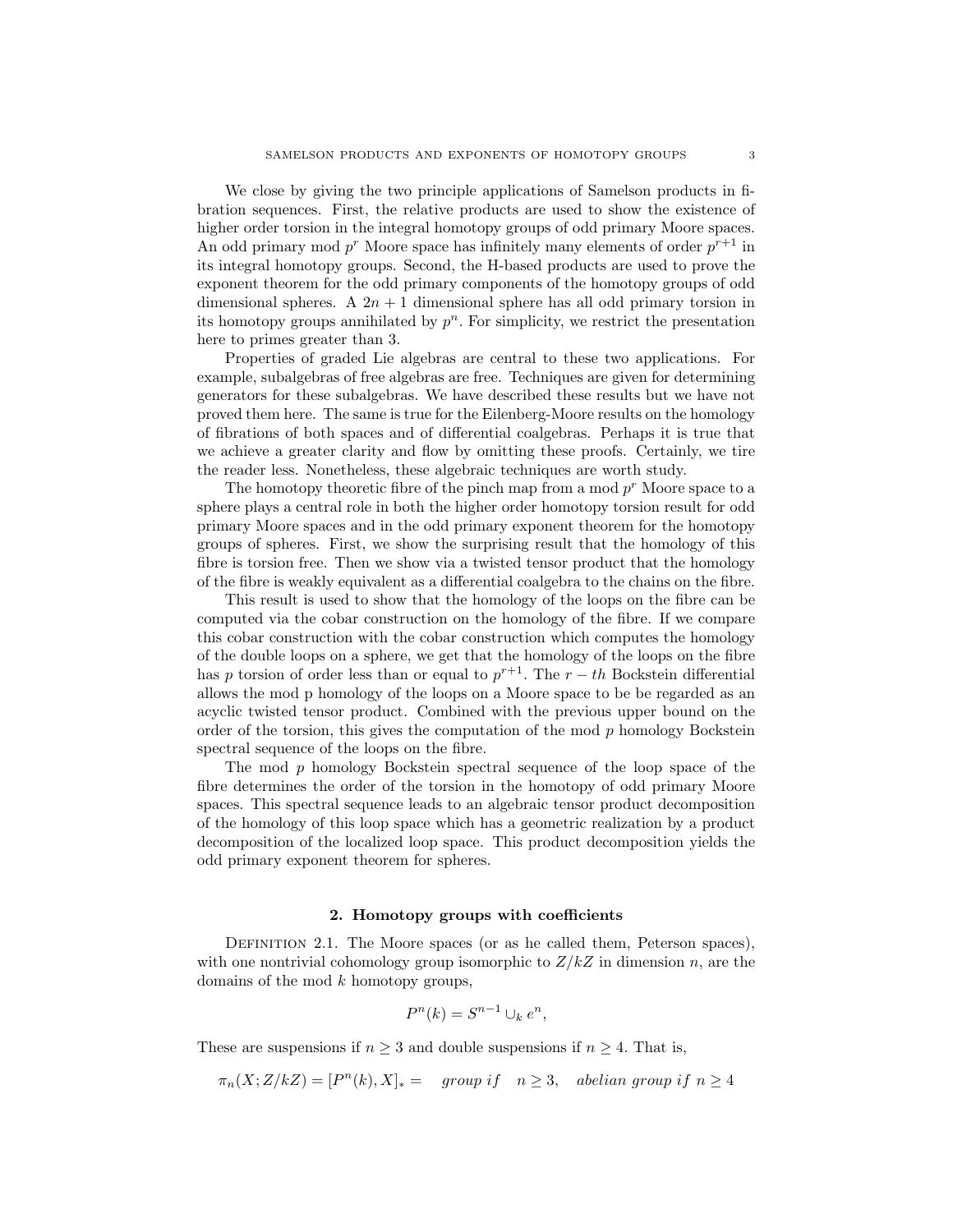We close by giving the two principle applications of Samelson products in fibration sequences. First, the relative products are used to show the existence of higher order torsion in the integral homotopy groups of odd primary Moore spaces. An odd primary mod $p^r$ Moore space has infinitely many elements of order $p^{r+1}$ in its integral homotopy groups. Second, the H-based products are used to prove the exponent theorem for the odd primary components of the homotopy groups of odd dimensional spheres. A $2n+1$ dimensional sphere has all odd primary torsion in its homotopy groups annihilated by $p^n$. For simplicity, we restrict the presentation here to primes greater than 3.

Properties of graded Lie algebras are central to these two applications. For example, subalgebras of free algebras are free. Techniques are given for determining generators for these subalgebras. We have described these results but we have not proved them here. The same is true for the Eilenberg-Moore results on the homology of fibrations of both spaces and of differential coalgebras. Perhaps it is true that we achieve a greater clarity and flow by omitting these proofs. Certainly, we tire the reader less. Nonetheless, these algebraic techniques are worth study.

The homotopy theoretic fibre of the pinch map from a mod $p^r$ Moore space to a sphere plays a central role in both the higher order homotopy torsion result for odd primary Moore spaces and in the odd primary exponent theorem for the homotopy groups of spheres. First, we show the surprising result that the homology of this fibre is torsion free. Then we show via a twisted tensor product that the homology of the fibre is weakly equivalent as a differential coalgebra to the chains on the fibre.

This result is used to show that the homology of the loops on the fibre can be computed via the cobar construction on the homology of the fibre. If we compare this cobar construction with the cobar construction which computes the homology of the double loops on a sphere, we get that the homology of the loops on the fibre has $p$ torsion of order less than or equal to $p^{r+1}$. The $r-th$ Bockstein differential allows the mod p homology of the loops on a Moore space to be be regarded as an acyclic twisted tensor product. Combined with the previous upper bound on the order of the torsion, this gives the computation of the mod $p$ homology Bockstein spectral sequence of the loops on the fibre.

The mod $p$ homology Bockstein spectral sequence of the loop space of the fibre determines the order of the torsion in the homotopy of odd primary Moore spaces. This spectral sequence leads to an algebraic tensor product decomposition of the homology of this loop space which has a geometric realization by a product decomposition of the localized loop space. This product decomposition yields the odd primary exponent theorem for spheres.

## 2. Homotopy groups with coefficients

Definition 2.1. The Moore spaces (or as he called them, Peterson spaces), with one nontrivial cohomology group isomorphic to $Z/kZ$ in dimension $n$, are the domains of the mod $k$ homotopy groups,

$$P^n(k) = S^{n-1} \cup_k e^n,$$

These are suspensions if $n \geq 3$ and double suspensions if $n \geq 4$. That is,

$$\pi_n(X; Z/kZ) = [P^n(k), X]_* = \quad group\ if \quad n \geq 3, \quad abelian\ group\ if\ n \geq 4$$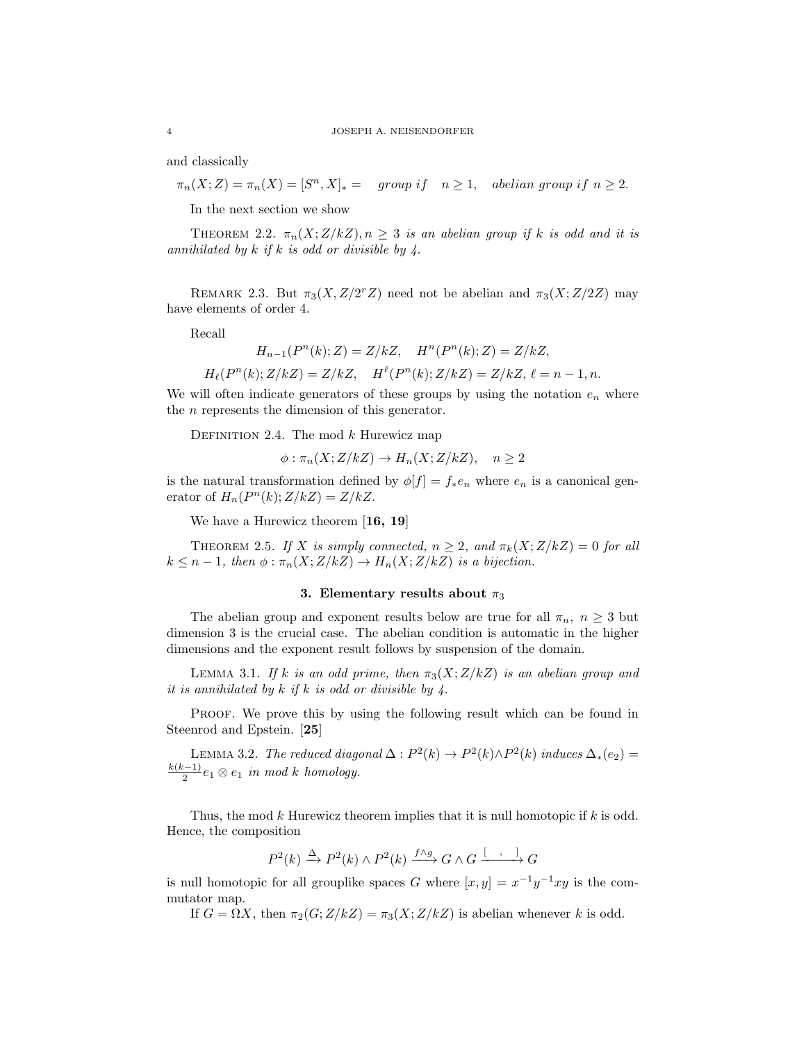and classically

$$\pi_n(X;Z) = \pi_n(X) = [S^n, X]_* = \quad group\ if \quad n \geq 1, \quad abelian\ group\ if\ n \geq 2.$$

In the next section we show

THEOREM 2.2. *$\pi_n(X;Z/kZ), n \geq 3$ is an abelian group if $k$ is odd and it is annihilated by $k$ if $k$ is odd or divisible by 4.*

REMARK 2.3. But $\pi_3(X, Z/2^rZ)$ need not be abelian and $\pi_3(X;Z/2Z)$ may have elements of order 4.

Recall

$$H_{n-1}(P^n(k);Z) = Z/kZ, \quad H^n(P^n(k);Z) = Z/kZ,$$

$$H_\ell(P^n(k);Z/kZ) = Z/kZ, \quad H^\ell(P^n(k);Z/kZ) = Z/kZ,\ \ell = n-1, n.$$

We will often indicate generators of these groups by using the notation $e_n$ where the $n$ represents the dimension of this generator.

DEFINITION 2.4. The mod $k$ Hurewicz map

$$\phi : \pi_n(X;Z/kZ) \to H_n(X;Z/kZ), \quad n \geq 2$$

is the natural transformation defined by $\phi[f] = f_* e_n$ where $e_n$ is a canonical generator of $H_n(P^n(k);Z/kZ) = Z/kZ$.

We have a Hurewicz theorem [**16, 19**]

THEOREM 2.5. *If $X$ is simply connected, $n \geq 2$, and $\pi_k(X;Z/kZ) = 0$ for all $k \leq n-1$, then $\phi : \pi_n(X;Z/kZ) \to H_n(X;Z/kZ)$ is a bijection.*

## 3. Elementary results about $\pi_3$

The abelian group and exponent results below are true for all $\pi_n,\ n \geq 3$ but dimension 3 is the crucial case. The abelian condition is automatic in the higher dimensions and the exponent result follows by suspension of the domain.

LEMMA 3.1. *If $k$ is an odd prime, then $\pi_3(X;Z/kZ)$ is an abelian group and it is annihilated by $k$ if $k$ is odd or divisible by 4.*

PROOF. We prove this by using the following result which can be found in Steenrod and Epstein. [**25**]

LEMMA 3.2. *The reduced diagonal $\Delta : P^2(k) \to P^2(k) \wedge P^2(k)$ induces $\Delta_*(e_2) = \frac{k(k-1)}{2} e_1 \otimes e_1$ in mod $k$ homology.*

Thus, the mod $k$ Hurewicz theorem implies that it is null homotopic if $k$ is odd. Hence, the composition

$$P^2(k) \xrightarrow{\Delta} P^2(k) \wedge P^2(k) \xrightarrow{f \wedge g} G \wedge G \xrightarrow{[\ \ ,\ \ ]} G$$

is null homotopic for all grouplike spaces $G$ where $[x,y] = x^{-1}y^{-1}xy$ is the commutator map.

If $G = \Omega X$, then $\pi_2(G;Z/kZ) = \pi_3(X;Z/kZ)$ is abelian whenever $k$ is odd.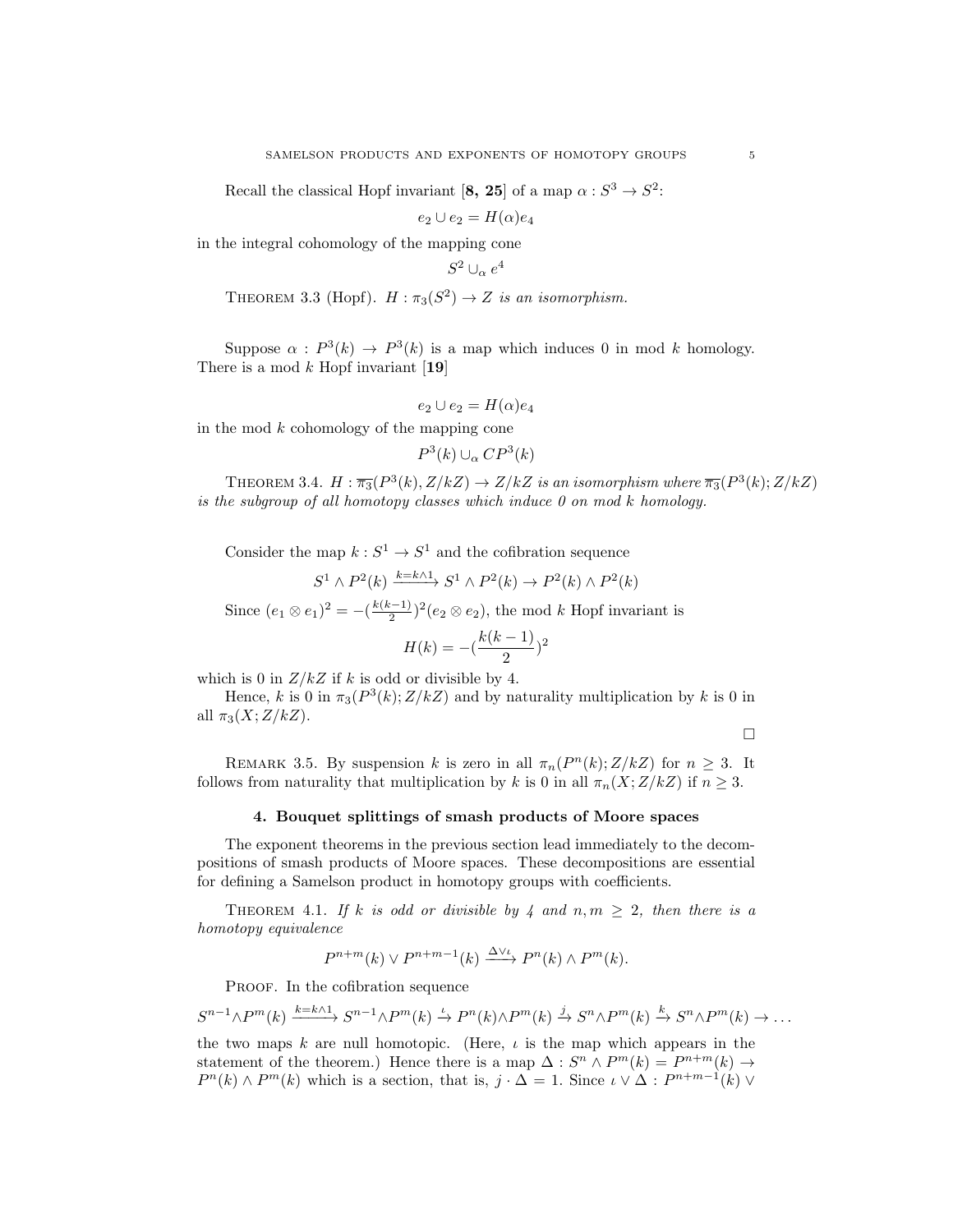Recall the classical Hopf invariant [**8, 25**] of a map $\alpha : S^3 \to S^2$:

$$e_2 \cup e_2 = H(\alpha) e_4$$

in the integral cohomology of the mapping cone

$$S^2 \cup_\alpha e^4$$

THEOREM 3.3 (Hopf). *$H : \pi_3(S^2) \to Z$ is an isomorphism.*

Suppose $\alpha : P^3(k) \to P^3(k)$ is a map which induces 0 in mod $k$ homology. There is a mod $k$ Hopf invariant [**19**]

$$e_2 \cup e_2 = H(\alpha) e_4$$

in the mod $k$ cohomology of the mapping cone

$$P^3(k) \cup_\alpha CP^3(k)$$

THEOREM 3.4. *$H : \overline{\pi_3}(P^3(k), Z/kZ) \to Z/kZ$ is an isomorphism where $\overline{\pi_3}(P^3(k); Z/kZ)$ is the subgroup of all homotopy classes which induce 0 on mod $k$ homology.*

Consider the map $k : S^1 \to S^1$ and the cofibration sequence

$$S^1 \wedge P^2(k) \xrightarrow{k = k \wedge 1} S^1 \wedge P^2(k) \to P^2(k) \wedge P^2(k)$$

Since $(e_1 \otimes e_1)^2 = -(\frac{k(k-1)}{2})^2 (e_2 \otimes e_2)$, the mod $k$ Hopf invariant is

$$H(k) = -(\frac{k(k-1)}{2})^2$$

which is 0 in $Z/kZ$ if $k$ is odd or divisible by 4.

Hence, $k$ is 0 in $\pi_3(P^3(k); Z/kZ)$ and by naturality multiplication by $k$ is 0 in all $\pi_3(X; Z/kZ)$.

□

REMARK 3.5. By suspension $k$ is zero in all $\pi_n(P^n(k); Z/kZ)$ for $n \geq 3$. It follows from naturality that multiplication by $k$ is 0 in all $\pi_n(X; Z/kZ)$ if $n \geq 3$.

## 4. Bouquet splittings of smash products of Moore spaces

The exponent theorems in the previous section lead immediately to the decompositions of smash products of Moore spaces. These decompositions are essential for defining a Samelson product in homotopy groups with coefficients.

THEOREM 4.1. *If $k$ is odd or divisible by 4 and $n, m \geq 2$, then there is a homotopy equivalence*

$$P^{n+m}(k) \vee P^{n+m-1}(k) \xrightarrow{\Delta \vee \iota} P^n(k) \wedge P^m(k).$$

PROOF. In the cofibration sequence

$$S^{n-1} \wedge P^m(k) \xrightarrow{k = k \wedge 1} S^{n-1} \wedge P^m(k) \xrightarrow{\iota} P^n(k) \wedge P^m(k) \xrightarrow{j} S^n \wedge P^m(k) \xrightarrow{k} S^n \wedge P^m(k) \to \dots$$

the two maps $k$ are null homotopic. (Here, $\iota$ is the map which appears in the statement of the theorem.) Hence there is a map $\Delta : S^n \wedge P^m(k) = P^{n+m}(k) \to P^n(k) \wedge P^m(k)$ which is a section, that is, $j \cdot \Delta = 1$. Since $\iota \vee \Delta : P^{n+m-1}(k) \vee$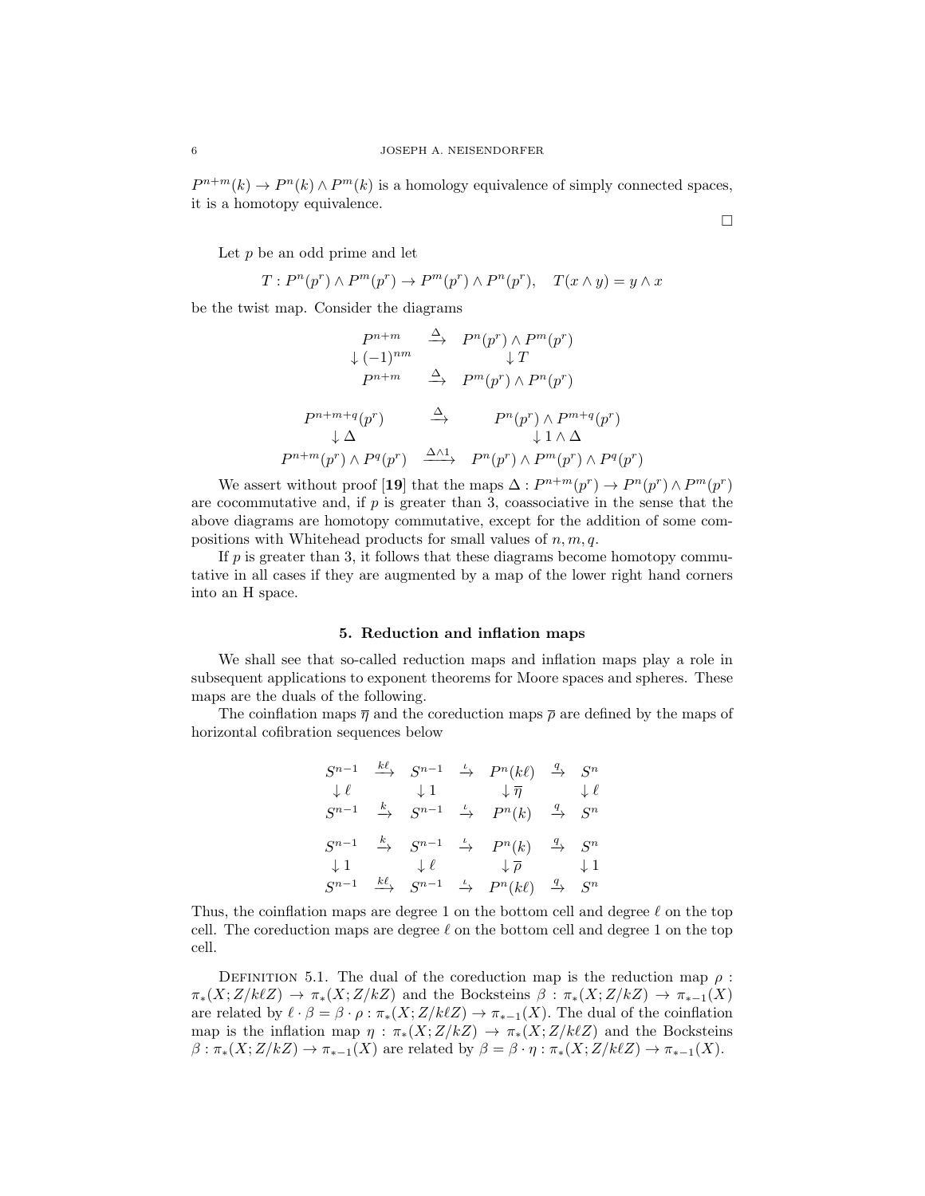$P^{n+m}(k) \to P^n(k) \wedge P^m(k)$ is a homology equivalence of simply connected spaces, it is a homotopy equivalence.

$\square$

Let $p$ be an odd prime and let

$$T : P^n(p^r) \wedge P^m(p^r) \to P^m(p^r) \wedge P^n(p^r), \quad T(x \wedge y) = y \wedge x$$

be the twist map. Consider the diagrams

$$\begin{array}{ccc} P^{n+m} & \xrightarrow{\Delta} & P^n(p^r) \wedge P^m(p^r) \\ \downarrow (-1)^{nm} & & \downarrow T \\ P^{n+m} & \xrightarrow{\Delta} & P^m(p^r) \wedge P^n(p^r) \end{array}$$

$$\begin{array}{ccc} P^{n+m+q}(p^r) & \xrightarrow{\Delta} & P^n(p^r) \wedge P^{m+q}(p^r) \\ \downarrow \Delta & & \downarrow 1 \wedge \Delta \\ P^{n+m}(p^r) \wedge P^q(p^r) & \xrightarrow{\Delta \wedge 1} & P^n(p^r) \wedge P^m(p^r) \wedge P^q(p^r) \end{array}$$

We assert without proof [**19**] that the maps $\Delta : P^{n+m}(p^r) \to P^n(p^r) \wedge P^m(p^r)$ are cocommutative and, if $p$ is greater than 3, coassociative in the sense that the above diagrams are homotopy commutative, except for the addition of some compositions with Whitehead products for small values of $n, m, q$.

If $p$ is greater than 3, it follows that these diagrams become homotopy commutative in all cases if they are augmented by a map of the lower right hand corners into an H space.

## 5. Reduction and inflation maps

We shall see that so-called reduction maps and inflation maps play a role in subsequent applications to exponent theorems for Moore spaces and spheres. These maps are the duals of the following.

The coinflation maps $\overline{\eta}$ and the coreduction maps $\overline{\rho}$ are defined by the maps of horizontal cofibration sequences below

$$\begin{array}{ccccccc} S^{n-1} & \xrightarrow{k\ell} & S^{n-1} & \xrightarrow{\iota} & P^n(k\ell) & \xrightarrow{q} & S^n \\ \downarrow \ell & & \downarrow 1 & & \downarrow \overline{\eta} & & \downarrow \ell \\ S^{n-1} & \xrightarrow{k} & S^{n-1} & \xrightarrow{\iota} & P^n(k) & \xrightarrow{q} & S^n \end{array}$$

$$\begin{array}{ccccccc} S^{n-1} & \xrightarrow{k} & S^{n-1} & \xrightarrow{\iota} & P^n(k) & \xrightarrow{q} & S^n \\ \downarrow 1 & & \downarrow \ell & & \downarrow \overline{\rho} & & \downarrow 1 \\ S^{n-1} & \xrightarrow{k\ell} & S^{n-1} & \xrightarrow{\iota} & P^n(k\ell) & \xrightarrow{q} & S^n \end{array}$$

Thus, the coinflation maps are degree 1 on the bottom cell and degree $\ell$ on the top cell. The coreduction maps are degree $\ell$ on the bottom cell and degree 1 on the top cell.

Definition 5.1. The dual of the coreduction map is the reduction map $\rho : \pi_*(X; Z/k\ell Z) \to \pi_*(X; Z/kZ)$ and the Bocksteins $\beta : \pi_*(X; Z/kZ) \to \pi_{*-1}(X)$ are related by $\ell \cdot \beta = \beta \cdot \rho : \pi_*(X; Z/k\ell Z) \to \pi_{*-1}(X)$. The dual of the coinflation map is the inflation map $\eta : \pi_*(X; Z/kZ) \to \pi_*(X; Z/k\ell Z)$ and the Bocksteins $\beta : \pi_*(X; Z/kZ) \to \pi_{*-1}(X)$ are related by $\beta = \beta \cdot \eta : \pi_*(X; Z/k\ell Z) \to \pi_{*-1}(X)$.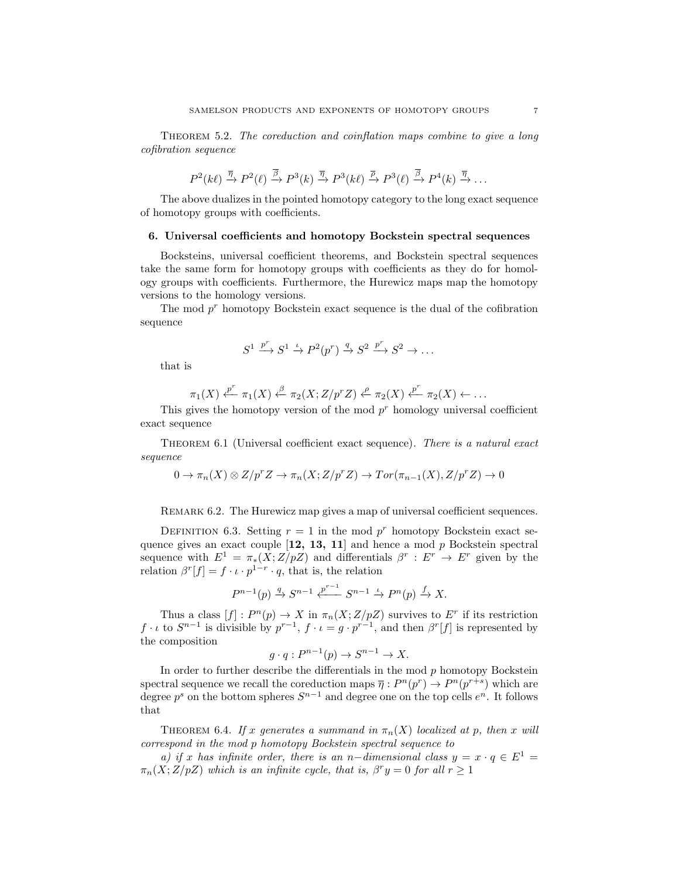Theorem 5.2. *The coreduction and coinflation maps combine to give a long cofibration sequence*

$$P^2(k\ell) \xrightarrow{\overline{\eta}} P^2(\ell) \xrightarrow{\overline{\beta}} P^3(k) \xrightarrow{\overline{\eta}} P^3(k\ell) \xrightarrow{\overline{\rho}} P^3(\ell) \xrightarrow{\overline{\beta}} P^4(k) \xrightarrow{\overline{\eta}} \dots$$

The above dualizes in the pointed homotopy category to the long exact sequence of homotopy groups with coefficients.

## 6. Universal coefficients and homotopy Bockstein spectral sequences

Bocksteins, universal coefficient theorems, and Bockstein spectral sequences take the same form for homotopy groups with coefficients as they do for homology groups with coefficients. Furthermore, the Hurewicz maps map the homotopy versions to the homology versions.

The mod $p^r$ homotopy Bockstein exact sequence is the dual of the cofibration sequence

$$S^1 \xrightarrow{p^r} S^1 \xrightarrow{\iota} P^2(p^r) \xrightarrow{q} S^2 \xrightarrow{p^r} S^2 \to \dots$$

that is

$$\pi_1(X) \xleftarrow{p^r} \pi_1(X) \xleftarrow{\beta} \pi_2(X; Z/p^rZ) \xleftarrow{\rho} \pi_2(X) \xleftarrow{p^r} \pi_2(X) \leftarrow \dots$$

This gives the homotopy version of the mod $p^r$ homology universal coefficient exact sequence

Theorem 6.1 (Universal coefficient exact sequence). *There is a natural exact sequence*

$$0 \to \pi_n(X) \otimes Z/p^rZ \to \pi_n(X; Z/p^rZ) \to Tor(\pi_{n-1}(X), Z/p^rZ) \to 0$$

Remark 6.2. The Hurewicz map gives a map of universal coefficient sequences.

Definition 6.3. Setting $r = 1$ in the mod $p^r$ homotopy Bockstein exact sequence gives an exact couple [**12, 13, 11**] and hence a mod $p$ Bockstein spectral sequence with $E^1 = \pi_*(X; Z/pZ)$ and differentials $\beta^r : E^r \to E^r$ given by the relation $\beta^r[f] = f \cdot \iota \cdot p^{1-r} \cdot q$, that is, the relation

$$P^{n-1}(p) \xrightarrow{q} S^{n-1} \xleftarrow{p^{r-1}} S^{n-1} \xrightarrow{\iota} P^n(p) \xrightarrow{f} X.$$

Thus a class $[f] : P^n(p) \to X$ in $\pi_n(X; Z/pZ)$ survives to $E^r$ if its restriction $f \cdot \iota$ to $S^{n-1}$ is divisible by $p^{r-1}$, $f \cdot \iota = g \cdot p^{r-1}$, and then $\beta^r[f]$ is represented by the composition

$$g \cdot q : P^{n-1}(p) \to S^{n-1} \to X.$$

In order to further describe the differentials in the mod $p$ homotopy Bockstein spectral sequence we recall the coreduction maps $\overline{\eta} : P^n(p^r) \to P^n(p^{r+s})$ which are degree $p^s$ on the bottom spheres $S^{n-1}$ and degree one on the top cells $e^n$. It follows that

Theorem 6.4. *If $x$ generates a summand in $\pi_n(X)$ localized at $p$, then $x$ will correspond in the mod $p$ homotopy Bockstein spectral sequence to*

*a) if $x$ has infinite order, there is an $n-$dimensional class $y = x \cdot q \in E^1 = \pi_n(X; Z/pZ)$ which is an infinite cycle, that is, $\beta^r y = 0$ for all $r \geq 1$*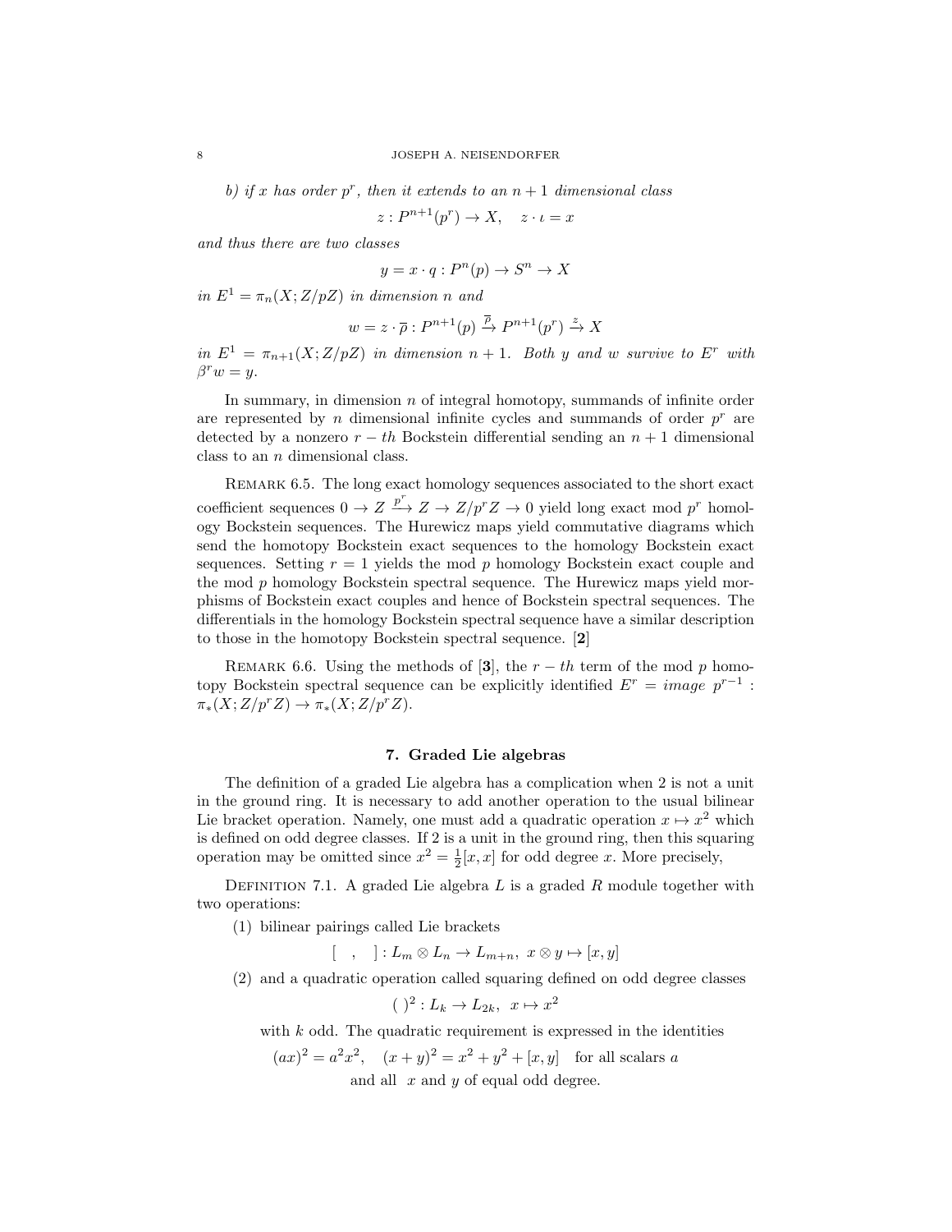*b) if $x$ has order $p^r$, then it extends to an $n+1$ dimensional class*

$$z : P^{n+1}(p^r) \to X, \quad z \cdot \iota = x$$

*and thus there are two classes*

$$y = x \cdot q : P^n(p) \to S^n \to X$$

*in $E^1 = \pi_n(X; Z/pZ)$ in dimension $n$ and*

$$w = z \cdot \overline{\rho} : P^{n+1}(p) \xrightarrow{\overline{\rho}} P^{n+1}(p^r) \xrightarrow{z} X$$

*in $E^1 = \pi_{n+1}(X; Z/pZ)$ in dimension $n+1$. Both $y$ and $w$ survive to $E^r$ with $\beta^r w = y$.*

In summary, in dimension $n$ of integral homotopy, summands of infinite order are represented by $n$ dimensional infinite cycles and summands of order $p^r$ are detected by a nonzero $r-th$ Bockstein differential sending an $n+1$ dimensional class to an $n$ dimensional class.

Remark 6.5. The long exact homology sequences associated to the short exact coefficient sequences $0 \to Z \xrightarrow{p^r} Z \to Z/p^r Z \to 0$ yield long exact mod $p^r$ homology Bockstein sequences. The Hurewicz maps yield commutative diagrams which send the homotopy Bockstein exact sequences to the homology Bockstein exact sequences. Setting $r = 1$ yields the mod $p$ homology Bockstein exact couple and the mod $p$ homology Bockstein spectral sequence. The Hurewicz maps yield morphisms of Bockstein exact couples and hence of Bockstein spectral sequences. The differentials in the homology Bockstein spectral sequence have a similar description to those in the homotopy Bockstein spectral sequence. [**2**]

Remark 6.6. Using the methods of [**3**], the $r-th$ term of the mod $p$ homotopy Bockstein spectral sequence can be explicitly identified $E^r = \textit{image } p^{r-1} : \pi_*(X; Z/p^r Z) \to \pi_*(X; Z/p^r Z)$.

## 7. Graded Lie algebras

The definition of a graded Lie algebra has a complication when 2 is not a unit in the ground ring. It is necessary to add another operation to the usual bilinear Lie bracket operation. Namely, one must add a quadratic operation $x \mapsto x^2$ which is defined on odd degree classes. If 2 is a unit in the ground ring, then this squaring operation may be omitted since $x^2 = \frac{1}{2}[x, x]$ for odd degree $x$. More precisely,

Definition 7.1. A graded Lie algebra $L$ is a graded $R$ module together with two operations:

(1) bilinear pairings called Lie brackets

$$[\quad,\quad] : L_m \otimes L_n \to L_{m+n}, \; x \otimes y \mapsto [x, y]$$

(2) and a quadratic operation called squaring defined on odd degree classes

$$(\;)^2 : L_k \to L_{2k}, \; x \mapsto x^2$$

with $k$ odd. The quadratic requirement is expressed in the identities

$$(ax)^2 = a^2 x^2, \quad (x+y)^2 = x^2 + y^2 + [x, y] \quad \text{for all scalars } a$$

and all $x$ and $y$ of equal odd degree.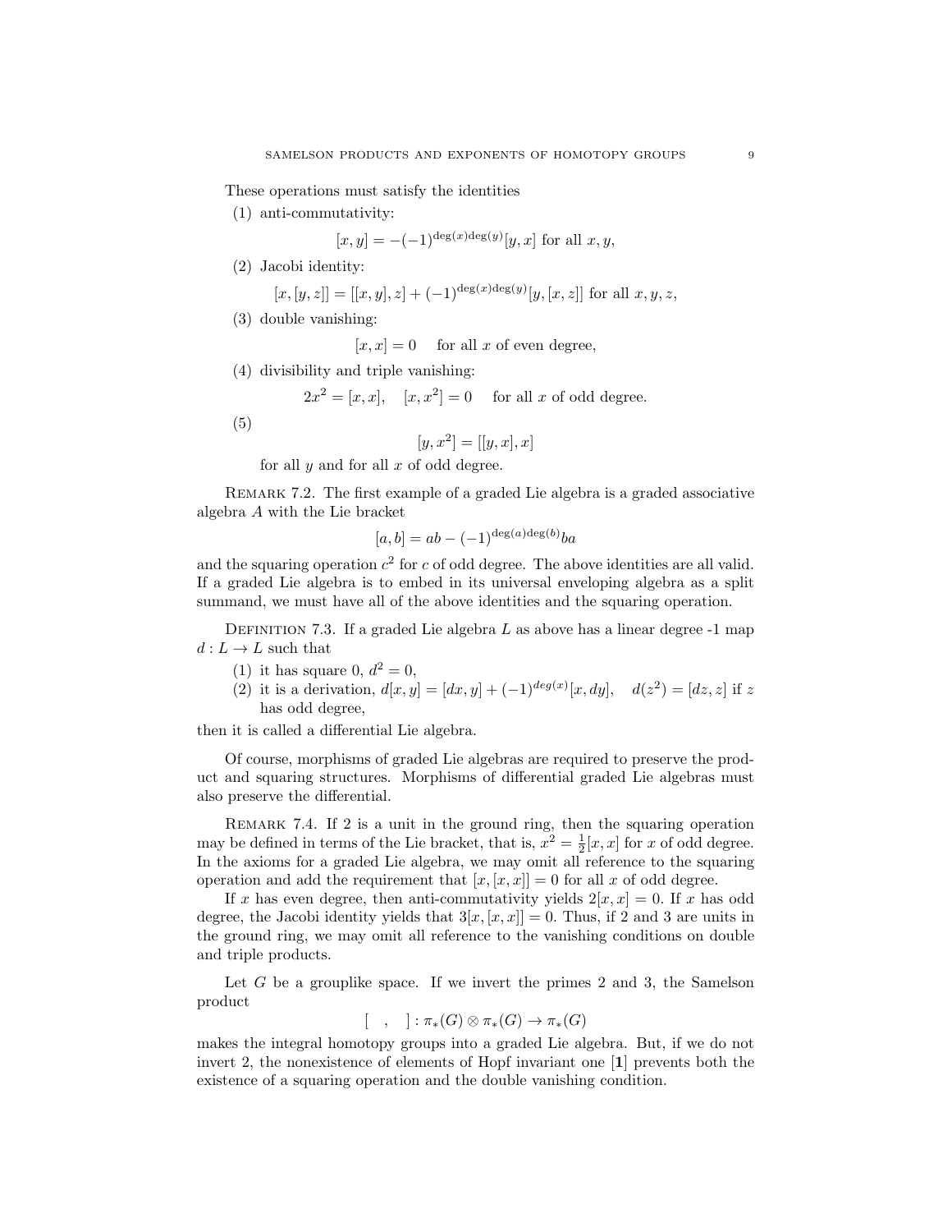These operations must satisfy the identities

(1) anti-commutativity:

$$[x, y] = -(-1)^{\deg(x)\deg(y)}[y, x] \text{ for all } x, y,$$

(2) Jacobi identity:

$$[x, [y, z]] = [[x, y], z] + (-1)^{\deg(x)\deg(y)}[y, [x, z]] \text{ for all } x, y, z,$$

(3) double vanishing:

$$[x, x] = 0 \quad \text{for all } x \text{ of even degree},$$

(4) divisibility and triple vanishing:

$$2x^2 = [x, x], \quad [x, x^2] = 0 \quad \text{for all } x \text{ of odd degree.}$$

(5)

$$[y, x^2] = [[y, x], x]$$

for all $y$ and for all $x$ of odd degree.

Remark 7.2. The first example of a graded Lie algebra is a graded associative algebra $A$ with the Lie bracket

$$[a, b] = ab - (-1)^{\deg(a)\deg(b)}ba$$

and the squaring operation $c^2$ for $c$ of odd degree. The above identities are all valid. If a graded Lie algebra is to embed in its universal enveloping algebra as a split summand, we must have all of the above identities and the squaring operation.

Definition 7.3. If a graded Lie algebra $L$ as above has a linear degree -1 map $d : L \to L$ such that

(1) it has square 0, $d^2 = 0$,
(2) it is a derivation, $d[x, y] = [dx, y] + (-1)^{deg(x)}[x, dy]$, $\quad d(z^2) = [dz, z]$ if $z$ has odd degree,

then it is called a differential Lie algebra.

Of course, morphisms of graded Lie algebras are required to preserve the product and squaring structures. Morphisms of differential graded Lie algebras must also preserve the differential.

Remark 7.4. If 2 is a unit in the ground ring, then the squaring operation may be defined in terms of the Lie bracket, that is, $x^2 = \frac{1}{2}[x, x]$ for $x$ of odd degree. In the axioms for a graded Lie algebra, we may omit all reference to the squaring operation and add the requirement that $[x, [x, x]] = 0$ for all $x$ of odd degree.

If $x$ has even degree, then anti-commutativity yields $2[x, x] = 0$. If $x$ has odd degree, the Jacobi identity yields that $3[x, [x, x]] = 0$. Thus, if 2 and 3 are units in the ground ring, we may omit all reference to the vanishing conditions on double and triple products.

Let $G$ be a grouplike space. If we invert the primes 2 and 3, the Samelson product

$$[\quad , \quad ] : \pi_*(G) \otimes \pi_*(G) \to \pi_*(G)$$

makes the integral homotopy groups into a graded Lie algebra. But, if we do not invert 2, the nonexistence of elements of Hopf invariant one [**1**] prevents both the existence of a squaring operation and the double vanishing condition.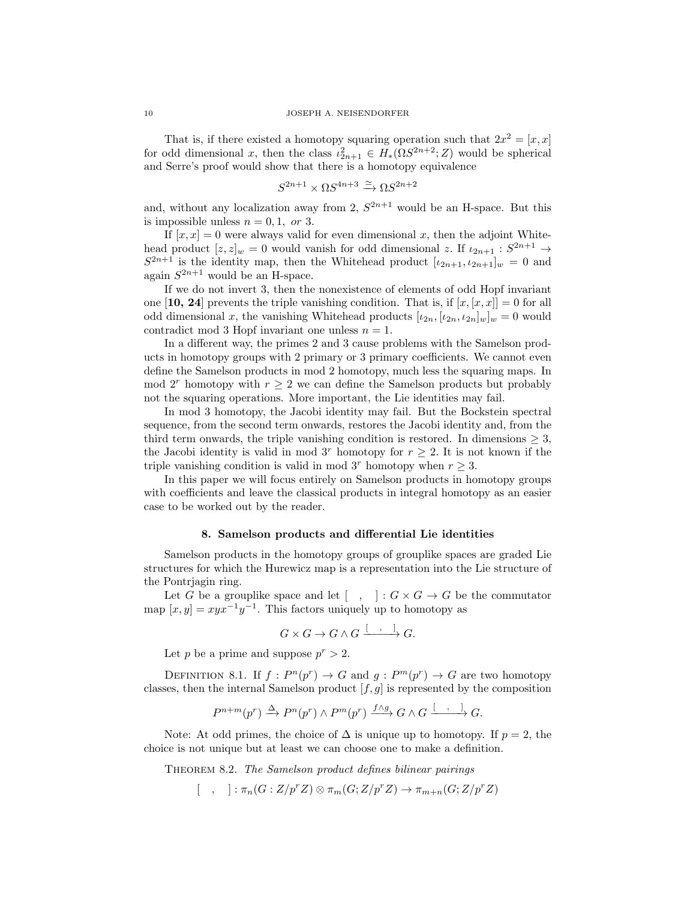That is, if there existed a homotopy squaring operation such that $2x^2 = [x,x]$ for odd dimensional $x$, then the class $\iota_{2n+1}^2 \in H_*(\Omega S^{2n+2}; Z)$ would be spherical and Serre's proof would show that there is a homotopy equivalence

$$S^{2n+1} \times \Omega S^{4n+3} \xrightarrow{\simeq} \Omega S^{2n+2}$$

and, without any localization away from 2, $S^{2n+1}$ would be an H-space. But this is impossible unless $n = 0, 1,$ *or* 3.

If $[x,x] = 0$ were always valid for even dimensional $x$, then the adjoint Whitehead product $[z,z]_w = 0$ would vanish for odd dimensional $z$. If $\iota_{2n+1} : S^{2n+1} \to S^{2n+1}$ is the identity map, then the Whitehead product $[\iota_{2n+1}, \iota_{2n+1}]_w = 0$ and again $S^{2n+1}$ would be an H-space.

If we do not invert 3, then the nonexistence of elements of odd Hopf invariant one [**10, 24**] prevents the triple vanishing condition. That is, if $[x,[x,x]] = 0$ for all odd dimensional $x$, the vanishing Whitehead products $[\iota_{2n}, [\iota_{2n}, \iota_{2n}]_w]_w = 0$ would contradict mod 3 Hopf invariant one unless $n = 1$.

In a different way, the primes 2 and 3 cause problems with the Samelson products in homotopy groups with 2 primary or 3 primary coefficients. We cannot even define the Samelson products in mod 2 homotopy, much less the squaring maps. In mod $2^r$ homotopy with $r \geq 2$ we can define the Samelson products but probably not the squaring operations. More important, the Lie identities may fail.

In mod 3 homotopy, the Jacobi identity may fail. But the Bockstein spectral sequence, from the second term onwards, restores the Jacobi identity and, from the third term onwards, the triple vanishing condition is restored. In dimensions $\geq 3$, the Jacobi identity is valid in mod $3^r$ homotopy for $r \geq 2$. It is not known if the triple vanishing condition is valid in mod $3^r$ homotopy when $r \geq 3$.

In this paper we will focus entirely on Samelson products in homotopy groups with coefficients and leave the classical products in integral homotopy as an easier case to be worked out by the reader.

## 8. Samelson products and differential Lie identities

Samelson products in the homotopy groups of grouplike spaces are graded Lie structures for which the Hurewicz map is a representation into the Lie structure of the Pontrjagin ring.

Let $G$ be a grouplike space and let $[\quad,\quad] : G \times G \to G$ be the commutator map $[x,y] = xyx^{-1}y^{-1}$. This factors uniquely up to homotopy as

$$G \times G \to G \wedge G \xrightarrow{[\ \ ,\ \ ]} G.$$

Let $p$ be a prime and suppose $p^r > 2$.

Definition 8.1. If $f : P^n(p^r) \to G$ and $g : P^m(p^r) \to G$ are two homotopy classes, then the internal Samelson product $[f,g]$ is represented by the composition

$$P^{n+m}(p^r) \xrightarrow{\Delta} P^n(p^r) \wedge P^m(p^r) \xrightarrow{f \wedge g} G \wedge G \xrightarrow{[\ \ ,\ \ ]} G.$$

Note: At odd primes, the choice of $\Delta$ is unique up to homotopy. If $p = 2$, the choice is not unique but at least we can choose one to make a definition.

Theorem 8.2. *The Samelson product defines bilinear pairings*

$$[\quad,\quad] : \pi_n(G : Z/p^rZ) \otimes \pi_m(G; Z/p^rZ) \to \pi_{m+n}(G; Z/p^rZ)$$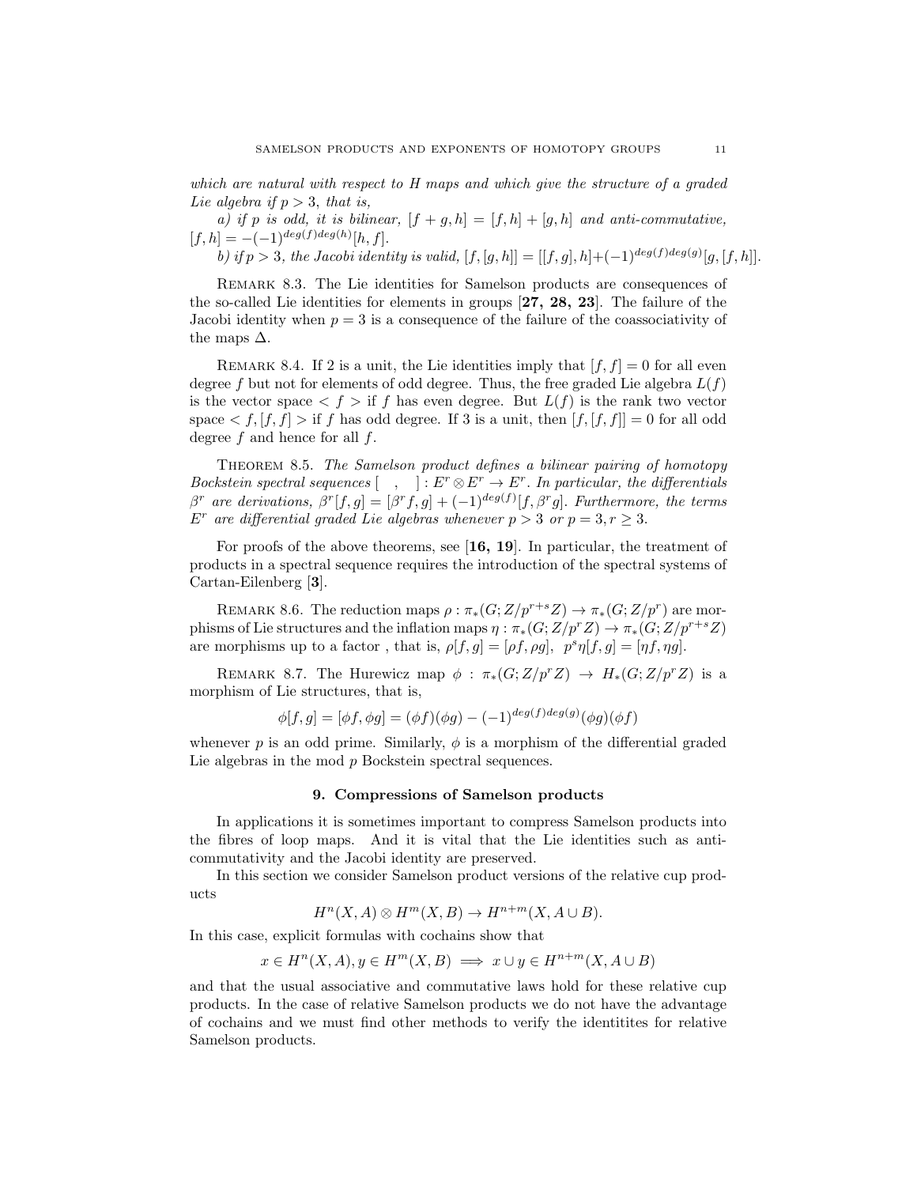*which are natural with respect to H maps and which give the structure of a graded Lie algebra if $p > 3$, that is,*

*a) if $p$ is odd, it is bilinear, $[f + g, h] = [f, h] + [g, h]$ and anti-commutative, $[f, h] = -(-1)^{deg(f)deg(h)}[h, f]$.*

*b) if $p > 3$, the Jacobi identity is valid, $[f, [g, h]] = [[f, g], h] + (-1)^{deg(f)deg(g)}[g, [f, h]]$.*

Remark 8.3. The Lie identities for Samelson products are consequences of the so-called Lie identities for elements in groups [**27, 28, 23**]. The failure of the Jacobi identity when $p = 3$ is a consequence of the failure of the coassociativity of the maps $\Delta$.

Remark 8.4. If 2 is a unit, the Lie identities imply that $[f, f] = 0$ for all even degree $f$ but not for elements of odd degree. Thus, the free graded Lie algebra $L(f)$ is the vector space $< f >$ if $f$ has even degree. But $L(f)$ is the rank two vector space $< f, [f, f] >$ if $f$ has odd degree. If 3 is a unit, then $[f, [f, f]] = 0$ for all odd degree $f$ and hence for all $f$.

Theorem 8.5. *The Samelson product defines a bilinear pairing of homotopy Bockstein spectral sequences $[\ \ ,\ \ ] : E^r \otimes E^r \to E^r$. In particular, the differentials $\beta^r$ are derivations, $\beta^r[f, g] = [\beta^r f, g] + (-1)^{deg(f)}[f, \beta^r g]$. Furthermore, the terms $E^r$ are differential graded Lie algebras whenever $p > 3$ or $p = 3, r \geq 3$.*

For proofs of the above theorems, see [**16, 19**]. In particular, the treatment of products in a spectral sequence requires the introduction of the spectral systems of Cartan-Eilenberg [**3**].

Remark 8.6. The reduction maps $\rho : \pi_*(G; Z/p^{r+s}Z) \to \pi_*(G; Z/p^r)$ are morphisms of Lie structures and the inflation maps $\eta : \pi_*(G; Z/p^r Z) \to \pi_*(G; Z/p^{r+s}Z)$ are morphisms up to a factor , that is, $\rho[f, g] = [\rho f, \rho g],\ \ p^s \eta[f, g] = [\eta f, \eta g]$.

Remark 8.7. The Hurewicz map $\phi : \pi_*(G; Z/p^r Z) \to H_*(G; Z/p^r Z)$ is a morphism of Lie structures, that is,

$$\phi[f, g] = [\phi f, \phi g] = (\phi f)(\phi g) - (-1)^{deg(f)deg(g)}(\phi g)(\phi f)$$

whenever $p$ is an odd prime. Similarly, $\phi$ is a morphism of the differential graded Lie algebras in the mod $p$ Bockstein spectral sequences.

## 9. Compressions of Samelson products

In applications it is sometimes important to compress Samelson products into the fibres of loop maps. And it is vital that the Lie identities such as anti-commutativity and the Jacobi identity are preserved.

In this section we consider Samelson product versions of the relative cup products

$$H^n(X, A) \otimes H^m(X, B) \to H^{n+m}(X, A \cup B).$$

In this case, explicit formulas with cochains show that

$$x \in H^n(X, A), y \in H^m(X, B) \implies x \cup y \in H^{n+m}(X, A \cup B)$$

and that the usual associative and commutative laws hold for these relative cup products. In the case of relative Samelson products we do not have the advantage of cochains and we must find other methods to verify the identitites for relative Samelson products.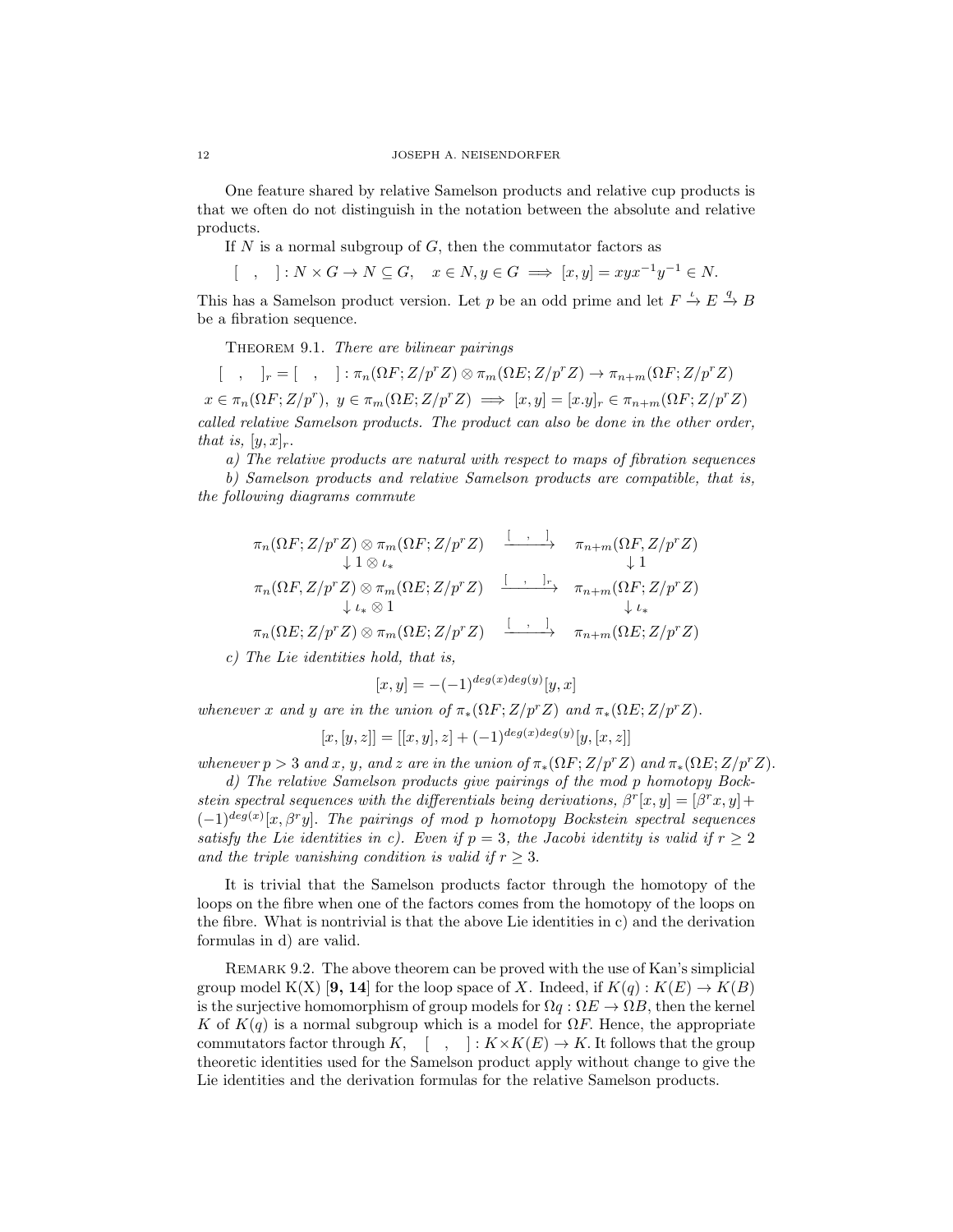One feature shared by relative Samelson products and relative cup products is that we often do not distinguish in the notation between the absolute and relative products.

If $N$ is a normal subgroup of $G$, then the commutator factors as

$$[\quad,\quad]: N \times G \to N \subseteq G, \quad x \in N, y \in G \implies [x,y] = xyx^{-1}y^{-1} \in N.$$

This has a Samelson product version. Let $p$ be an odd prime and let $F \xrightarrow{\iota} E \xrightarrow{q} B$ be a fibration sequence.

**Theorem 9.1.** *There are bilinear pairings*

$$[\quad,\quad]_r = [\quad,\quad]: \pi_n(\Omega F; Z/p^r Z) \otimes \pi_m(\Omega E; Z/p^r Z) \to \pi_{n+m}(\Omega F; Z/p^r Z)$$

$$x \in \pi_n(\Omega F; Z/p^r),\ y \in \pi_m(\Omega E; Z/p^r Z) \implies [x,y] = [x.y]_r \in \pi_{n+m}(\Omega F; Z/p^r Z)$$

*called relative Samelson products. The product can also be done in the other order, that is, $[y,x]_r$.*

*a) The relative products are natural with respect to maps of fibration sequences*

*b) Samelson products and relative Samelson products are compatible, that is, the following diagrams commute*

$$\begin{array}{ccc}
\pi_n(\Omega F; Z/p^r Z) \otimes \pi_m(\Omega F; Z/p^r Z) & \xrightarrow{[\ ,\ ]} & \pi_{n+m}(\Omega F, Z/p^r Z) \\
\downarrow 1 \otimes \iota_* & & \downarrow 1 \\
\pi_n(\Omega F, Z/p^r Z) \otimes \pi_m(\Omega E; Z/p^r Z) & \xrightarrow{[\ ,\ ]_r} & \pi_{n+m}(\Omega F; Z/p^r Z) \\
\downarrow \iota_* \otimes 1 & & \downarrow \iota_* \\
\pi_n(\Omega E; Z/p^r Z) \otimes \pi_m(\Omega E; Z/p^r Z) & \xrightarrow{[\ ,\ ]} & \pi_{n+m}(\Omega E; Z/p^r Z)
\end{array}$$

*c) The Lie identities hold, that is,*

$$[x,y] = -(-1)^{deg(x)deg(y)}[y,x]$$

*whenever $x$ and $y$ are in the union of $\pi_*(\Omega F; Z/p^r Z)$ and $\pi_*(\Omega E; Z/p^r Z)$.*

$$[x,[y,z]] = [[x,y],z] + (-1)^{deg(x)deg(y)}[y,[x,z]]$$

*whenever $p > 3$ and $x$, $y$, and $z$ are in the union of $\pi_*(\Omega F; Z/p^r Z)$ and $\pi_*(\Omega E; Z/p^r Z)$.*

*d) The relative Samelson products give pairings of the mod $p$ homotopy Bockstein spectral sequences with the differentials being derivations, $\beta^r[x,y] = [\beta^r x, y] + (-1)^{deg(x)}[x, \beta^r y]$. The pairings of mod $p$ homotopy Bockstein spectral sequences satisfy the Lie identities in c). Even if $p = 3$, the Jacobi identity is valid if $r \geq 2$ and the triple vanishing condition is valid if $r \geq 3$.*

It is trivial that the Samelson products factor through the homotopy of the loops on the fibre when one of the factors comes from the homotopy of the loops on the fibre. What is nontrivial is that the above Lie identities in c) and the derivation formulas in d) are valid.

**Remark 9.2.** The above theorem can be proved with the use of Kan's simplicial group model K(X) [**9, 14**] for the loop space of X. Indeed, if $K(q): K(E) \to K(B)$ is the surjective homomorphism of group models for $\Omega q: \Omega E \to \Omega B$, then the kernel $K$ of $K(q)$ is a normal subgroup which is a model for $\Omega F$. Hence, the appropriate commutators factor through $K$, $[\quad,\quad]: K \times K(E) \to K$. It follows that the group theoretic identities used for the Samelson product apply without change to give the Lie identities and the derivation formulas for the relative Samelson products.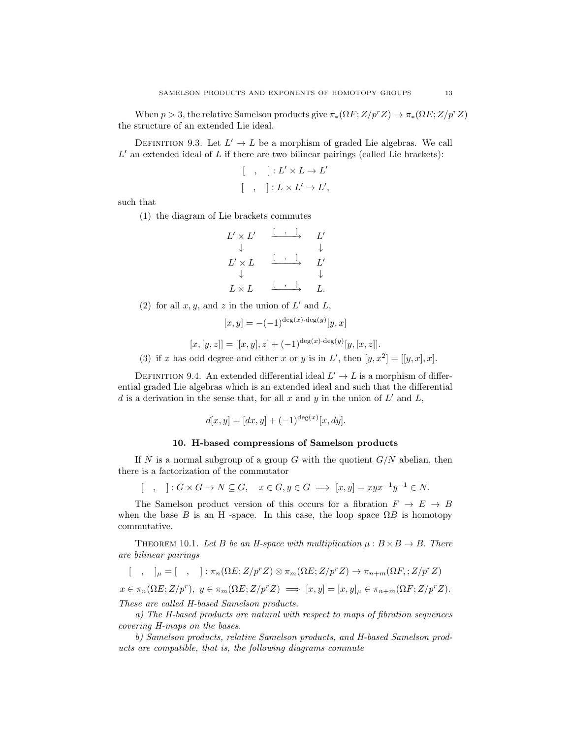When $p > 3$, the relative Samelson products give $\pi_*(\Omega F; Z/p^r Z) \to \pi_*(\Omega E; Z/p^r Z)$ the structure of an extended Lie ideal.

Definition 9.3. Let $L' \to L$ be a morphism of graded Lie algebras. We call $L'$ an extended ideal of $L$ if there are two bilinear pairings (called Lie brackets):

$$[\quad,\quad] : L' \times L \to L'$$

$$[\quad,\quad] : L \times L' \to L',$$

such that

(1) the diagram of Lie brackets commutes

$$\begin{array}{ccc} L' \times L' & \xrightarrow{[\ ,\ ]} & L' \\ \downarrow & & \downarrow \\ L' \times L & \xrightarrow{[\ ,\ ]} & L' \\ \downarrow & & \downarrow \\ L \times L & \xrightarrow{[\ ,\ ]} & L. \end{array}$$

(2) for all $x, y$, and $z$ in the union of $L'$ and $L$,

$$[x, y] = -(-1)^{\deg(x)\cdot\deg(y)}[y, x]$$

$$[x, [y, z]] = [[x, y], z] + (-1)^{\deg(x)\cdot\deg(y)}[y, [x, z]].$$

(3) if $x$ has odd degree and either $x$ or $y$ is in $L'$, then $[y, x^2] = [[y, x], x]$.

Definition 9.4. An extended differential ideal $L' \to L$ is a morphism of differential graded Lie algebras which is an extended ideal and such that the differential $d$ is a derivation in the sense that, for all $x$ and $y$ in the union of $L'$ and $L$,

$$d[x, y] = [dx, y] + (-1)^{\deg(x)}[x, dy].$$

## 10. H-based compressions of Samelson products

If $N$ is a normal subgroup of a group $G$ with the quotient $G/N$ abelian, then there is a factorization of the commutator

$$[\quad,\quad] : G \times G \to N \subseteq G, \quad x \in G, y \in G \implies [x, y] = xyx^{-1}y^{-1} \in N.$$

The Samelson product version of this occurs for a fibration $F \to E \to B$ when the base $B$ is an H -space. In this case, the loop space $\Omega B$ is homotopy commutative.

Theorem 10.1. *Let $B$ be an H-space with multiplication $\mu : B \times B \to B$. There are bilinear pairings*

$$[\quad,\quad]_\mu = [\quad,\quad] : \pi_n(\Omega E; Z/p^r Z) \otimes \pi_m(\Omega E; Z/p^r Z) \to \pi_{n+m}(\Omega F, ; Z/p^r Z)$$

$$x \in \pi_n(\Omega E; Z/p^r),\ y \in \pi_m(\Omega E; Z/p^r Z) \implies [x, y] = [x, y]_\mu \in \pi_{n+m}(\Omega F; Z/p^r Z).$$

*These are called H-based Samelson products.*

*a) The H-based products are natural with respect to maps of fibration sequences covering H-maps on the bases.*

*b) Samelson products, relative Samelson products, and H-based Samelson products are compatible, that is, the following diagrams commute*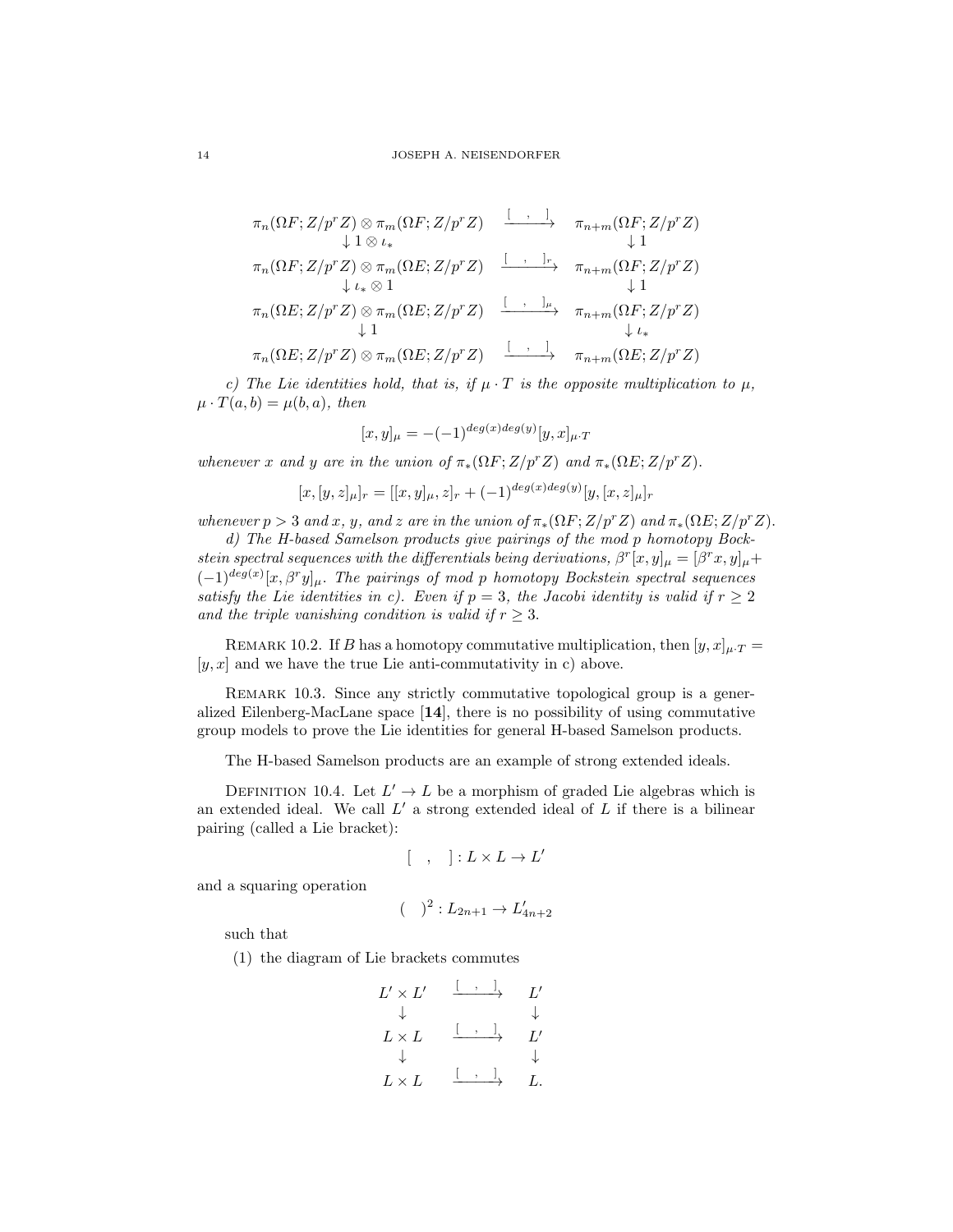$$
\begin{array}{ccc}
\pi_n(\Omega F; Z/p^rZ) \otimes \pi_m(\Omega F; Z/p^rZ) & \xrightarrow{[\ \ ,\ \ ]} & \pi_{n+m}(\Omega F; Z/p^rZ) \\
\downarrow 1 \otimes \iota_* & & \downarrow 1 \\
\pi_n(\Omega F; Z/p^rZ) \otimes \pi_m(\Omega E; Z/p^rZ) & \xrightarrow{[\ \ ,\ \ ]_r} & \pi_{n+m}(\Omega F; Z/p^rZ) \\
\downarrow \iota_* \otimes 1 & & \downarrow 1 \\
\pi_n(\Omega E; Z/p^rZ) \otimes \pi_m(\Omega E; Z/p^rZ) & \xrightarrow{[\ \ ,\ \ ]_\mu} & \pi_{n+m}(\Omega F; Z/p^rZ) \\
\downarrow 1 & & \downarrow \iota_* \\
\pi_n(\Omega E; Z/p^rZ) \otimes \pi_m(\Omega E; Z/p^rZ) & \xrightarrow{[\ \ ,\ \ ]} & \pi_{n+m}(\Omega E; Z/p^rZ)
\end{array}
$$

*c) The Lie identities hold, that is, if $\mu \cdot T$ is the opposite multiplication to $\mu$, $\mu \cdot T(a,b) = \mu(b,a)$, then*

$$[x,y]_\mu = -(-1)^{deg(x)deg(y)}[y,x]_{\mu \cdot T}$$

*whenever $x$ and $y$ are in the union of $\pi_*(\Omega F; Z/p^rZ)$ and $\pi_*(\Omega E; Z/p^rZ)$.*

$$[x,[y,z]_\mu]_r = [[x,y]_\mu, z]_r + (-1)^{deg(x)deg(y)}[y,[x,z]_\mu]_r$$

*whenever $p > 3$ and $x$, $y$, and $z$ are in the union of $\pi_*(\Omega F; Z/p^rZ)$ and $\pi_*(\Omega E; Z/p^rZ)$.*

*d) The H-based Samelson products give pairings of the mod p homotopy Bockstein spectral sequences with the differentials being derivations, $\beta^r[x,y]_\mu = [\beta^r x, y]_\mu + (-1)^{deg(x)}[x, \beta^r y]_\mu$. The pairings of mod p homotopy Bockstein spectral sequences satisfy the Lie identities in c). Even if $p = 3$, the Jacobi identity is valid if $r \geq 2$ and the triple vanishing condition is valid if $r \geq 3$.*

Remark 10.2. If $B$ has a homotopy commutative multiplication, then $[y,x]_{\mu \cdot T} = [y,x]$ and we have the true Lie anti-commutativity in c) above.

Remark 10.3. Since any strictly commutative topological group is a generalized Eilenberg-MacLane space [**14**], there is no possibility of using commutative group models to prove the Lie identities for general H-based Samelson products.

The H-based Samelson products are an example of strong extended ideals.

Definition 10.4. Let $L' \to L$ be a morphism of graded Lie algebras which is an extended ideal. We call $L'$ a strong extended ideal of $L$ if there is a bilinear pairing (called a Lie bracket):

$$[\ \ ,\ \ ] : L \times L \to L'$$

and a squaring operation

$$(\ \ )^2 : L_{2n+1} \to L'_{4n+2}$$

such that

1. the diagram of Lie brackets commutes

$$
\begin{array}{ccc}
L' \times L' & \xrightarrow{[\ ,\ ]} & L' \\
\downarrow & & \downarrow \\
L \times L & \xrightarrow{[\ ,\ ]} & L' \\
\downarrow & & \downarrow \\
L \times L & \xrightarrow{[\ ,\ ]} & L.
\end{array}
$$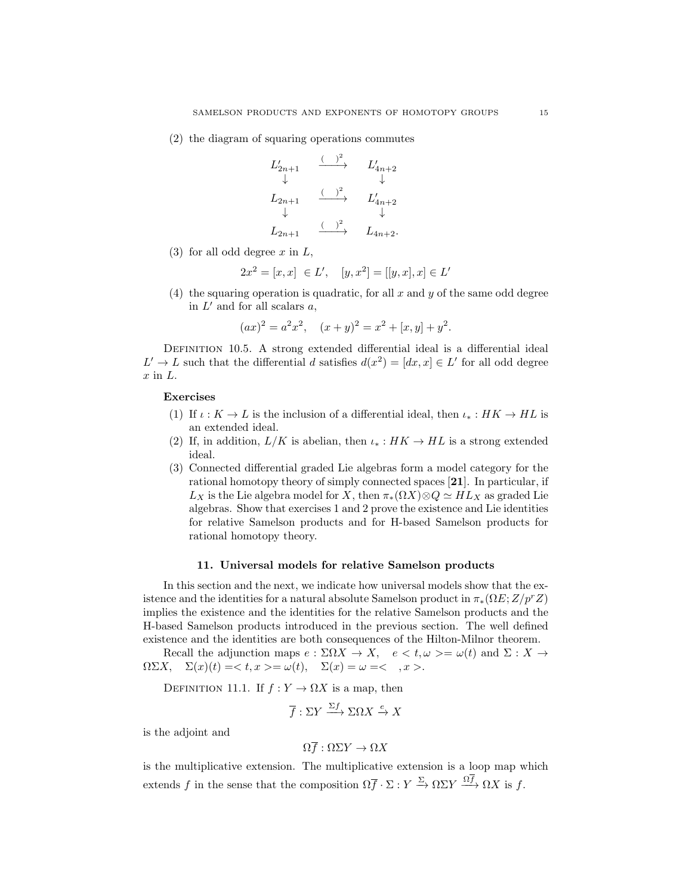(2) the diagram of squaring operations commutes

$$\begin{array}{ccc} L'_{2n+1} & \xrightarrow{(\ )^2} & L'_{4n+2} \\ \downarrow & & \downarrow \\ L_{2n+1} & \xrightarrow{(\ )^2} & L'_{4n+2} \\ \downarrow & & \downarrow \\ L_{2n+1} & \xrightarrow{(\ )^2} & L_{4n+2}. \end{array}$$

(3) for all odd degree $x$ in $L$,

$$2x^2 = [x,x] \ \in L', \quad [y,x^2] = [[y,x],x] \in L'$$

(4) the squaring operation is quadratic, for all $x$ and $y$ of the same odd degree in $L'$ and for all scalars $a$,

$$(ax)^2 = a^2x^2, \quad (x+y)^2 = x^2 + [x,y] + y^2.$$

Definition 10.5. A strong extended differential ideal is a differential ideal $L' \to L$ such that the differential $d$ satisfies $d(x^2) = [dx, x] \in L'$ for all odd degree $x$ in $L$.

**Exercises**

1. If $\iota : K \to L$ is the inclusion of a differential ideal, then $\iota_* : HK \to HL$ is an extended ideal.
2. If, in addition, $L/K$ is abelian, then $\iota_* : HK \to HL$ is a strong extended ideal.
3. Connected differential graded Lie algebras form a model category for the rational homotopy theory of simply connected spaces [**21**]. In particular, if $L_X$ is the Lie algebra model for $X$, then $\pi_*(\Omega X) \otimes Q \simeq HL_X$ as graded Lie algebras. Show that exercises 1 and 2 prove the existence and Lie identities for relative Samelson products and for H-based Samelson products for rational homotopy theory.

## 11. Universal models for relative Samelson products

In this section and the next, we indicate how universal models show that the existence and the identities for a natural absolute Samelson product in $\pi_*(\Omega E; Z/p^rZ)$ implies the existence and the identities for the relative Samelson products and the H-based Samelson products introduced in the previous section. The well defined existence and the identities are both consequences of the Hilton-Milnor theorem.

Recall the adjunction maps $e : \Sigma\Omega X \to X, \quad e < t, \omega >= \omega(t)$ and $\Sigma : X \to \Omega\Sigma X, \quad \Sigma(x)(t) =< t, x >= \omega(t), \quad \Sigma(x) = \omega =< \ \ , x >$.

Definition 11.1. If $f : Y \to \Omega X$ is a map, then

$$\overline{f} : \Sigma Y \xrightarrow{\Sigma f} \Sigma\Omega X \xrightarrow{e} X$$

is the adjoint and

$$\Omega\overline{f} : \Omega\Sigma Y \to \Omega X$$

is the multiplicative extension. The multiplicative extension is a loop map which extends $f$ in the sense that the composition $\Omega\overline{f} \cdot \Sigma : Y \xrightarrow{\Sigma} \Omega\Sigma Y \xrightarrow{\Omega\overline{f}} \Omega X$ is $f$.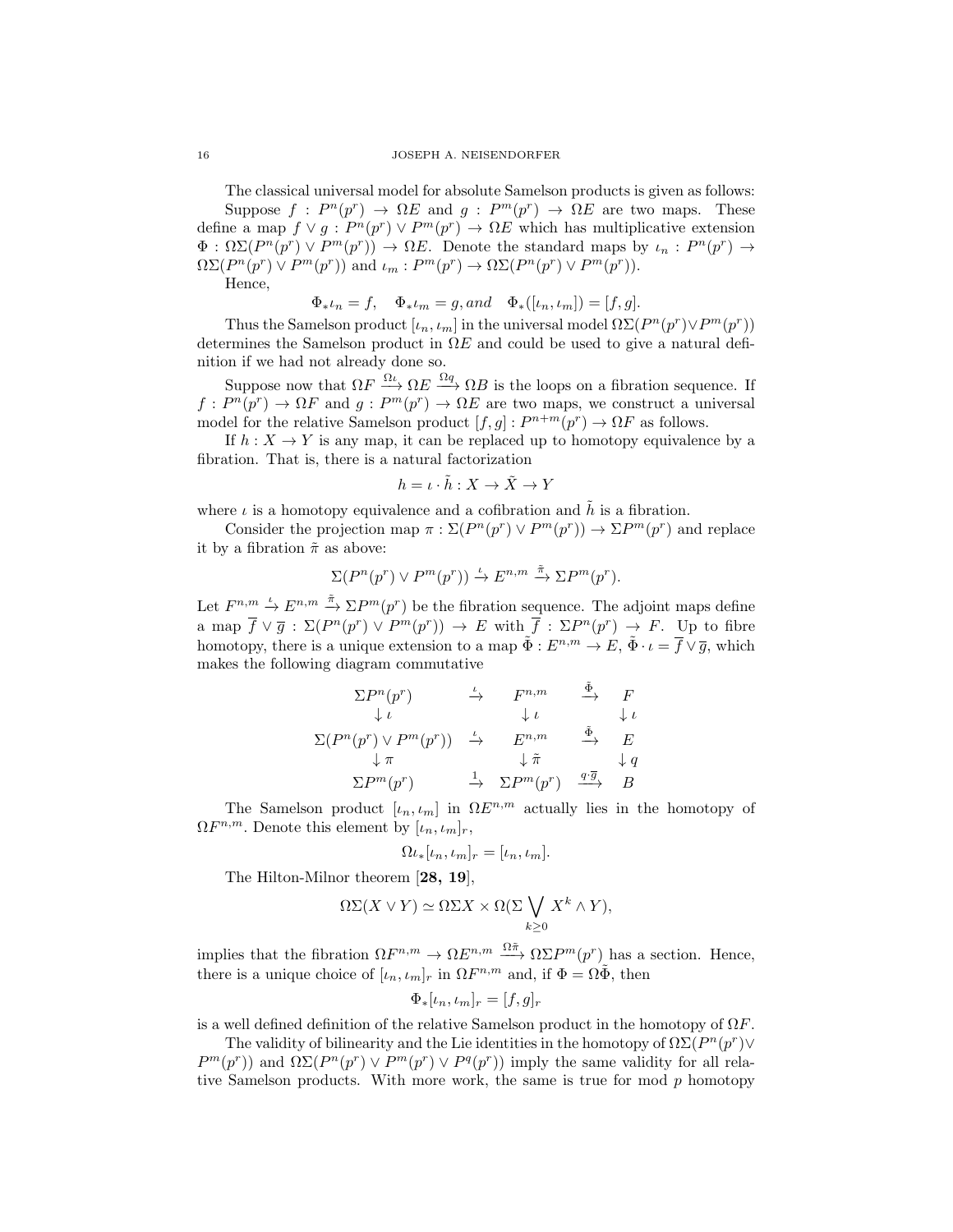The classical universal model for absolute Samelson products is given as follows:

Suppose $f : P^n(p^r) \to \Omega E$ and $g : P^m(p^r) \to \Omega E$ are two maps. These define a map $f \vee g : P^n(p^r) \vee P^m(p^r) \to \Omega E$ which has multiplicative extension $\Phi : \Omega\Sigma(P^n(p^r) \vee P^m(p^r)) \to \Omega E$. Denote the standard maps by $\iota_n : P^n(p^r) \to \Omega\Sigma(P^n(p^r) \vee P^m(p^r))$ and $\iota_m : P^m(p^r) \to \Omega\Sigma(P^n(p^r) \vee P^m(p^r))$.

Hence,

$$\Phi_* \iota_n = f, \quad \Phi_* \iota_m = g, and \quad \Phi_*([\iota_n, \iota_m]) = [f, g].$$

Thus the Samelson product $[\iota_n, \iota_m]$ in the universal model $\Omega\Sigma(P^n(p^r) \vee P^m(p^r))$ determines the Samelson product in $\Omega E$ and could be used to give a natural definition if we had not already done so.

Suppose now that $\Omega F \xrightarrow{\Omega\iota} \Omega E \xrightarrow{\Omega q} \Omega B$ is the loops on a fibration sequence. If $f : P^n(p^r) \to \Omega F$ and $g : P^m(p^r) \to \Omega E$ are two maps, we construct a universal model for the relative Samelson product $[f, g] : P^{n+m}(p^r) \to \Omega F$ as follows.

If $h : X \to Y$ is any map, it can be replaced up to homotopy equivalence by a fibration. That is, there is a natural factorization

$$h = \iota \cdot \tilde{h} : X \to \tilde{X} \to Y$$

where $\iota$ is a homotopy equivalence and a cofibration and $\tilde{h}$ is a fibration.

Consider the projection map $\pi : \Sigma(P^n(p^r) \vee P^m(p^r)) \to \Sigma P^m(p^r)$ and replace it by a fibration $\tilde{\pi}$ as above:

$$\Sigma(P^n(p^r) \vee P^m(p^r)) \xrightarrow{\iota} E^{n,m} \xrightarrow{\tilde{\pi}} \Sigma P^m(p^r).$$

Let $F^{n,m} \xrightarrow{\iota} E^{n,m} \xrightarrow{\tilde{\pi}} \Sigma P^m(p^r)$ be the fibration sequence. The adjoint maps define a map $\overline{f} \vee \overline{g} : \Sigma(P^n(p^r) \vee P^m(p^r)) \to E$ with $\overline{f} : \Sigma P^n(p^r) \to F$. Up to fibre homotopy, there is a unique extension to a map $\tilde{\Phi} : E^{n,m} \to E$, $\tilde{\Phi} \cdot \iota = \overline{f} \vee \overline{g}$, which makes the following diagram commutative

$$\begin{array}{ccccc}
\Sigma P^n(p^r) & \xrightarrow{\iota} & F^{n,m} & \xrightarrow{\tilde{\Phi}} & F \\
\downarrow \iota & & \downarrow \iota & & \downarrow \iota \\
\Sigma(P^n(p^r) \vee P^m(p^r)) & \xrightarrow{\iota} & E^{n,m} & \xrightarrow{\tilde{\Phi}} & E \\
\downarrow \pi & & \downarrow \tilde{\pi} & & \downarrow q \\
\Sigma P^m(p^r) & \xrightarrow{1} & \Sigma P^m(p^r) & \xrightarrow{q \cdot \overline{g}} & B
\end{array}$$

The Samelson product $[\iota_n, \iota_m]$ in $\Omega E^{n,m}$ actually lies in the homotopy of $\Omega F^{n,m}$. Denote this element by $[\iota_n, \iota_m]_r$,

$$\Omega\iota_*[\iota_n, \iota_m]_r = [\iota_n, \iota_m].$$

The Hilton-Milnor theorem [**28, 19**],

$$\Omega\Sigma(X \vee Y) \simeq \Omega\Sigma X \times \Omega(\Sigma \bigvee_{k \geq 0} X^k \wedge Y),$$

implies that the fibration $\Omega F^{n,m} \to \Omega E^{n,m} \xrightarrow{\Omega\tilde{\pi}} \Omega\Sigma P^m(p^r)$ has a section. Hence, there is a unique choice of $[\iota_n, \iota_m]_r$ in $\Omega F^{n,m}$ and, if $\Phi = \Omega\tilde{\Phi}$, then

$$\Phi_*[\iota_n, \iota_m]_r = [f, g]_r$$

is a well defined definition of the relative Samelson product in the homotopy of $\Omega F$.

The validity of bilinearity and the Lie identities in the homotopy of $\Omega\Sigma(P^n(p^r) \vee P^m(p^r))$ and $\Omega\Sigma(P^n(p^r) \vee P^m(p^r) \vee P^q(p^r))$ imply the same validity for all relative Samelson products. With more work, the same is true for mod $p$ homotopy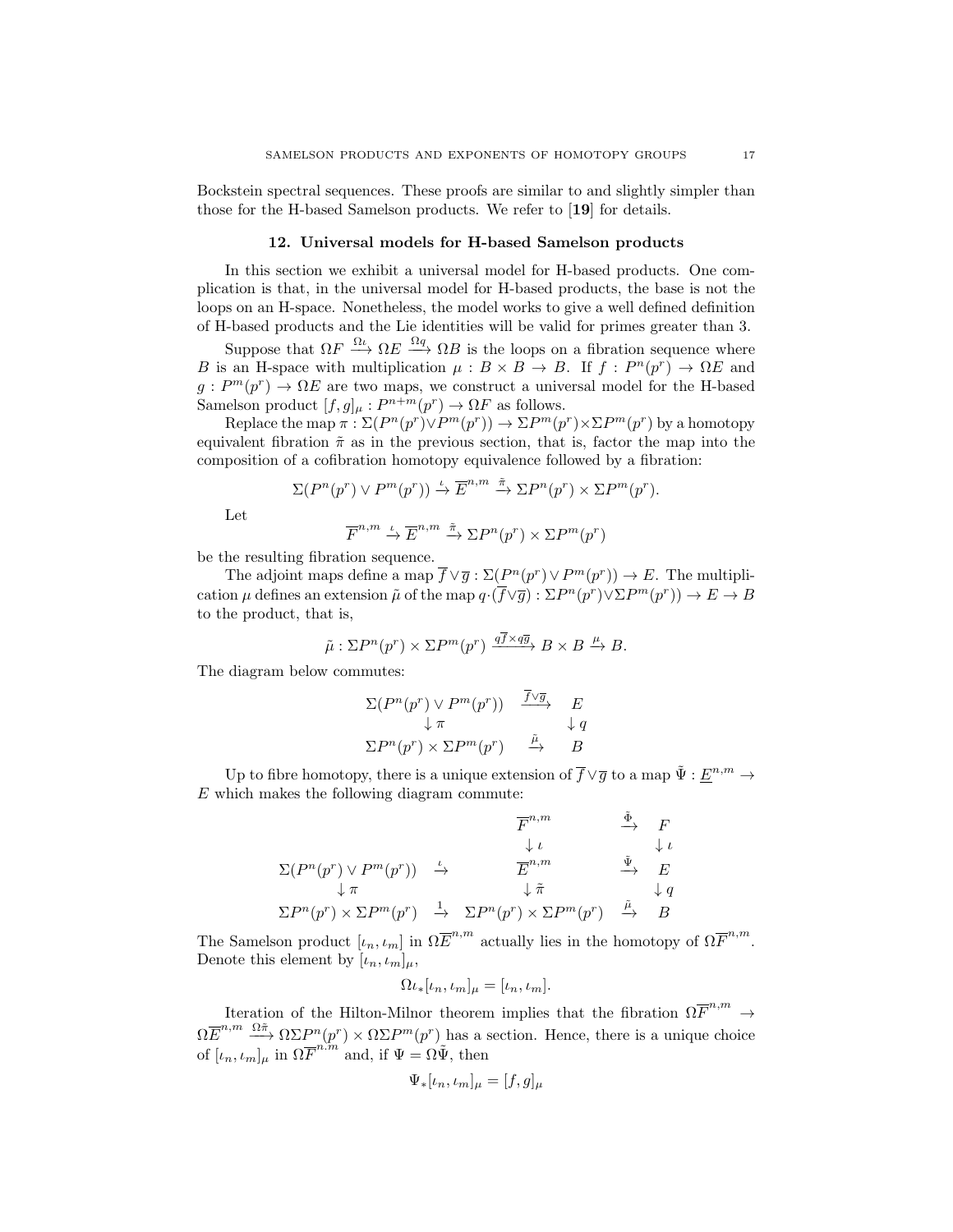Bockstein spectral sequences. These proofs are similar to and slightly simpler than those for the H-based Samelson products. We refer to [**19**] for details.

## 12. Universal models for H-based Samelson products

In this section we exhibit a universal model for H-based products. One complication is that, in the universal model for H-based products, the base is not the loops on an H-space. Nonetheless, the model works to give a well defined definition of H-based products and the Lie identities will be valid for primes greater than 3.

Suppose that $\Omega F \xrightarrow{\Omega\iota} \Omega E \xrightarrow{\Omega q} \Omega B$ is the loops on a fibration sequence where $B$ is an H-space with multiplication $\mu : B \times B \to B$. If $f : P^n(p^r) \to \Omega E$ and $g : P^m(p^r) \to \Omega E$ are two maps, we construct a universal model for the H-based Samelson product $[f,g]_\mu : P^{n+m}(p^r) \to \Omega F$ as follows.

Replace the map $\pi : \Sigma(P^n(p^r) \vee P^m(p^r)) \to \Sigma P^m(p^r) \times \Sigma P^m(p^r)$ by a homotopy equivalent fibration $\tilde{\pi}$ as in the previous section, that is, factor the map into the composition of a cofibration homotopy equivalence followed by a fibration:

$$\Sigma(P^n(p^r) \vee P^m(p^r)) \xrightarrow{\iota} \overline{E}^{n,m} \xrightarrow{\tilde{\pi}} \Sigma P^n(p^r) \times \Sigma P^m(p^r).$$

Let

$$\overline{F}^{n,m} \xrightarrow{\iota} \overline{E}^{n,m} \xrightarrow{\tilde{\pi}} \Sigma P^n(p^r) \times \Sigma P^m(p^r)$$

be the resulting fibration sequence.

The adjoint maps define a map $\overline{f} \vee \overline{g} : \Sigma(P^n(p^r) \vee P^m(p^r)) \to E$. The multiplication $\mu$ defines an extension $\tilde{\mu}$ of the map $q \cdot (\overline{f} \vee \overline{g}) : \Sigma P^n(p^r) \vee \Sigma P^m(p^r)) \to E \to B$ to the product, that is,

$$\tilde{\mu} : \Sigma P^n(p^r) \times \Sigma P^m(p^r) \xrightarrow{q\overline{f} \times q\overline{g}} B \times B \xrightarrow{\mu} B.$$

The diagram below commutes:

$$\begin{array}{ccc}
\Sigma(P^n(p^r) \vee P^m(p^r)) & \xrightarrow{\overline{f} \vee \overline{g}} & E \\
\downarrow \pi & & \downarrow q \\
\Sigma P^n(p^r) \times \Sigma P^m(p^r) & \xrightarrow{\tilde{\mu}} & B
\end{array}$$

Up to fibre homotopy, there is a unique extension of $\overline{f} \vee \overline{g}$ to a map $\tilde{\Psi} : \underline{E}^{n,m} \to E$ which makes the following diagram commute:

$$\begin{array}{ccccc}
 & & \overline{F}^{n,m} & \xrightarrow{\tilde{\Phi}} & F \\
 & & \downarrow \iota & & \downarrow \iota \\
\Sigma(P^n(p^r) \vee P^m(p^r)) & \xrightarrow{\iota} & \overline{E}^{n,m} & \xrightarrow{\tilde{\Psi}} & E \\
\downarrow \pi & & \downarrow \tilde{\pi} & & \downarrow q \\
\Sigma P^n(p^r) \times \Sigma P^m(p^r) & \xrightarrow{1} & \Sigma P^n(p^r) \times \Sigma P^m(p^r) & \xrightarrow{\tilde{\mu}} & B
\end{array}$$

The Samelson product $[\iota_n, \iota_m]$ in $\Omega\overline{E}^{n,m}$ actually lies in the homotopy of $\Omega\overline{F}^{n,m}$. Denote this element by $[\iota_n, \iota_m]_\mu$,

$$\Omega\iota_*[\iota_n, \iota_m]_\mu = [\iota_n, \iota_m].$$

Iteration of the Hilton-Milnor theorem implies that the fibration $\Omega\overline{F}^{n,m} \to \Omega\overline{E}^{n,m} \xrightarrow{\Omega\tilde{\pi}} \Omega\Sigma P^n(p^r) \times \Omega\Sigma P^m(p^r)$ has a section. Hence, there is a unique choice of $[\iota_n, \iota_m]_\mu$ in $\Omega\overline{F}^{n.m}$ and, if $\Psi = \Omega\tilde{\Psi}$, then

$$\Psi_*[\iota_n, \iota_m]_\mu = [f, g]_\mu$$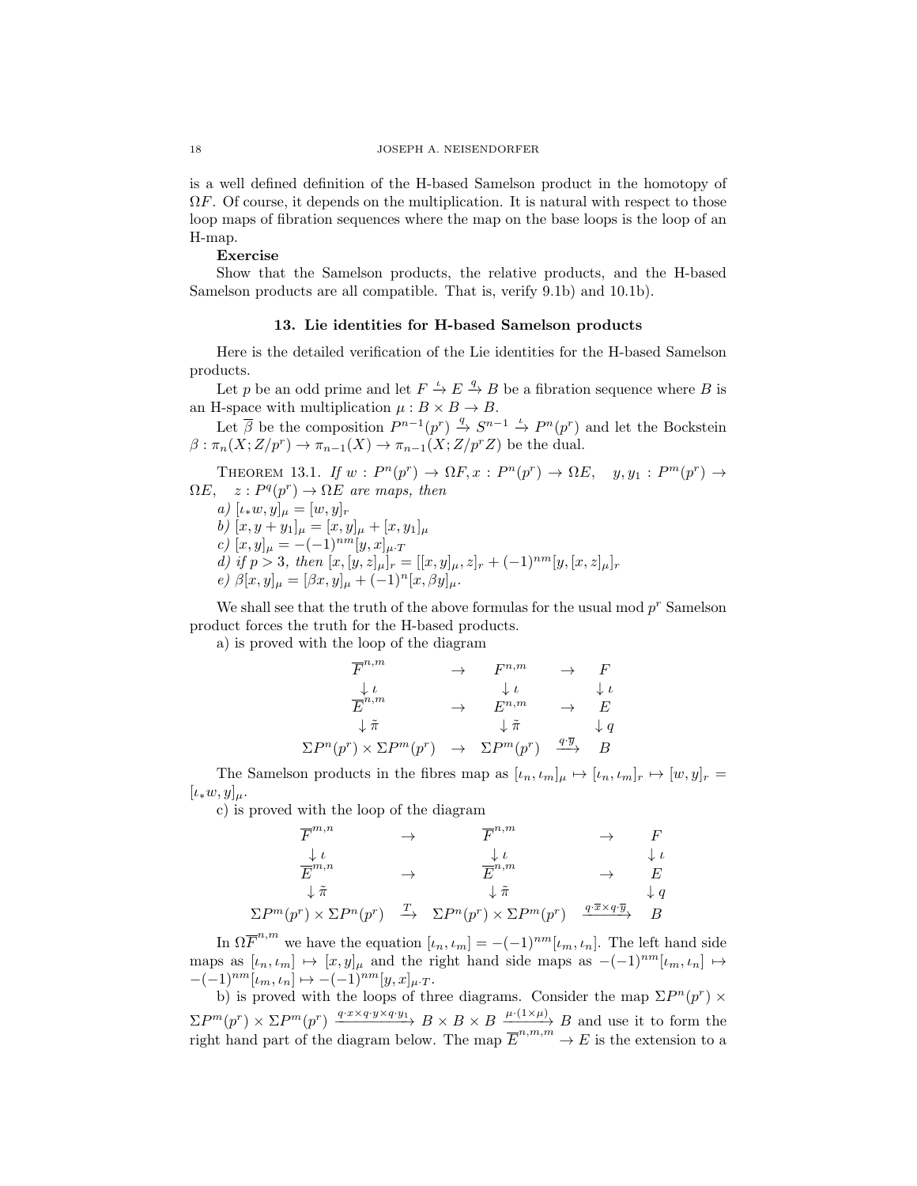is a well defined definition of the H-based Samelson product in the homotopy of $\Omega F$. Of course, it depends on the multiplication. It is natural with respect to those loop maps of fibration sequences where the map on the base loops is the loop of an H-map.

**Exercise**

Show that the Samelson products, the relative products, and the H-based Samelson products are all compatible. That is, verify 9.1b) and 10.1b).

## 13. Lie identities for H-based Samelson products

Here is the detailed verification of the Lie identities for the H-based Samelson products.

Let $p$ be an odd prime and let $F \xrightarrow{\iota} E \xrightarrow{q} B$ be a fibration sequence where $B$ is an H-space with multiplication $\mu : B \times B \to B$.

Let $\overline{\beta}$ be the composition $P^{n-1}(p^r) \xrightarrow{q} S^{n-1} \xrightarrow{\iota} P^n(p^r)$ and let the Bockstein $\beta : \pi_n(X; Z/p^r) \to \pi_{n-1}(X) \to \pi_{n-1}(X; Z/p^r Z)$ be the dual.

Theorem 13.1. *If $w : P^n(p^r) \to \Omega F, x : P^n(p^r) \to \Omega E, \quad y, y_1 : P^m(p^r) \to \Omega E, \quad z : P^q(p^r) \to \Omega E$ are maps, then*

*a) $[\iota_* w, y]_\mu = [w, y]_r$*

*b) $[x, y + y_1]_\mu = [x, y]_\mu + [x, y_1]_\mu$*

*c) $[x, y]_\mu = -(-1)^{nm}[y, x]_{\mu \cdot T}$*

*d) if $p > 3$, then $[x, [y, z]_\mu]_r = [[x, y]_\mu, z]_r + (-1)^{nm}[y, [x, z]_\mu]_r$*

*e) $\beta[x, y]_\mu = [\beta x, y]_\mu + (-1)^n [x, \beta y]_\mu$.*

We shall see that the truth of the above formulas for the usual mod $p^r$ Samelson product forces the truth for the H-based products.

a) is proved with the loop of the diagram

$$\begin{array}{ccccc}
\overline{F}^{n,m} & \to & F^{n,m} & \to & F \\
\downarrow \iota & & \downarrow \iota & & \downarrow \iota \\
\overline{E}^{n,m} & \to & E^{n,m} & \to & E \\
\downarrow \tilde{\pi} & & \downarrow \tilde{\pi} & & \downarrow q \\
\Sigma P^n(p^r) \times \Sigma P^m(p^r) & \to & \Sigma P^m(p^r) & \xrightarrow{q \cdot \overline{y}} & B
\end{array}$$

The Samelson products in the fibres map as $[\iota_n, \iota_m]_\mu \mapsto [\iota_n, \iota_m]_r \mapsto [w, y]_r = [\iota_* w, y]_\mu$.

c) is proved with the loop of the diagram

$$\begin{array}{ccccc}
\overline{F}^{m,n} & \to & \overline{F}^{n,m} & \to & F \\
\downarrow \iota & & \downarrow \iota & & \downarrow \iota \\
\overline{E}^{m,n} & \to & \overline{E}^{n,m} & \to & E \\
\downarrow \tilde{\pi} & & \downarrow \tilde{\pi} & & \downarrow q \\
\Sigma P^m(p^r) \times \Sigma P^n(p^r) & \xrightarrow{T} & \Sigma P^n(p^r) \times \Sigma P^m(p^r) & \xrightarrow{q \cdot \overline{x} \times q \cdot \overline{y}} & B
\end{array}$$

In $\Omega \overline{F}^{n,m}$ we have the equation $[\iota_n, \iota_m] = -(-1)^{nm}[\iota_m, \iota_n]$. The left hand side maps as $[\iota_n, \iota_m] \mapsto [x, y]_\mu$ and the right hand side maps as $-(-1)^{nm}[\iota_m, \iota_n] \mapsto -(-1)^{nm}[\iota_m, \iota_n] \mapsto -(-1)^{nm}[y, x]_{\mu \cdot T}$.

b) is proved with the loops of three diagrams. Consider the map $\Sigma P^n(p^r) \times \Sigma P^m(p^r) \times \Sigma P^m(p^r) \xrightarrow{q \cdot x \times q \cdot y \times q \cdot y_1} B \times B \times B \xrightarrow{\mu \cdot (1 \times \mu)} B$ and use it to form the right hand part of the diagram below. The map $\overline{E}^{n,m,m} \to E$ is the extension to a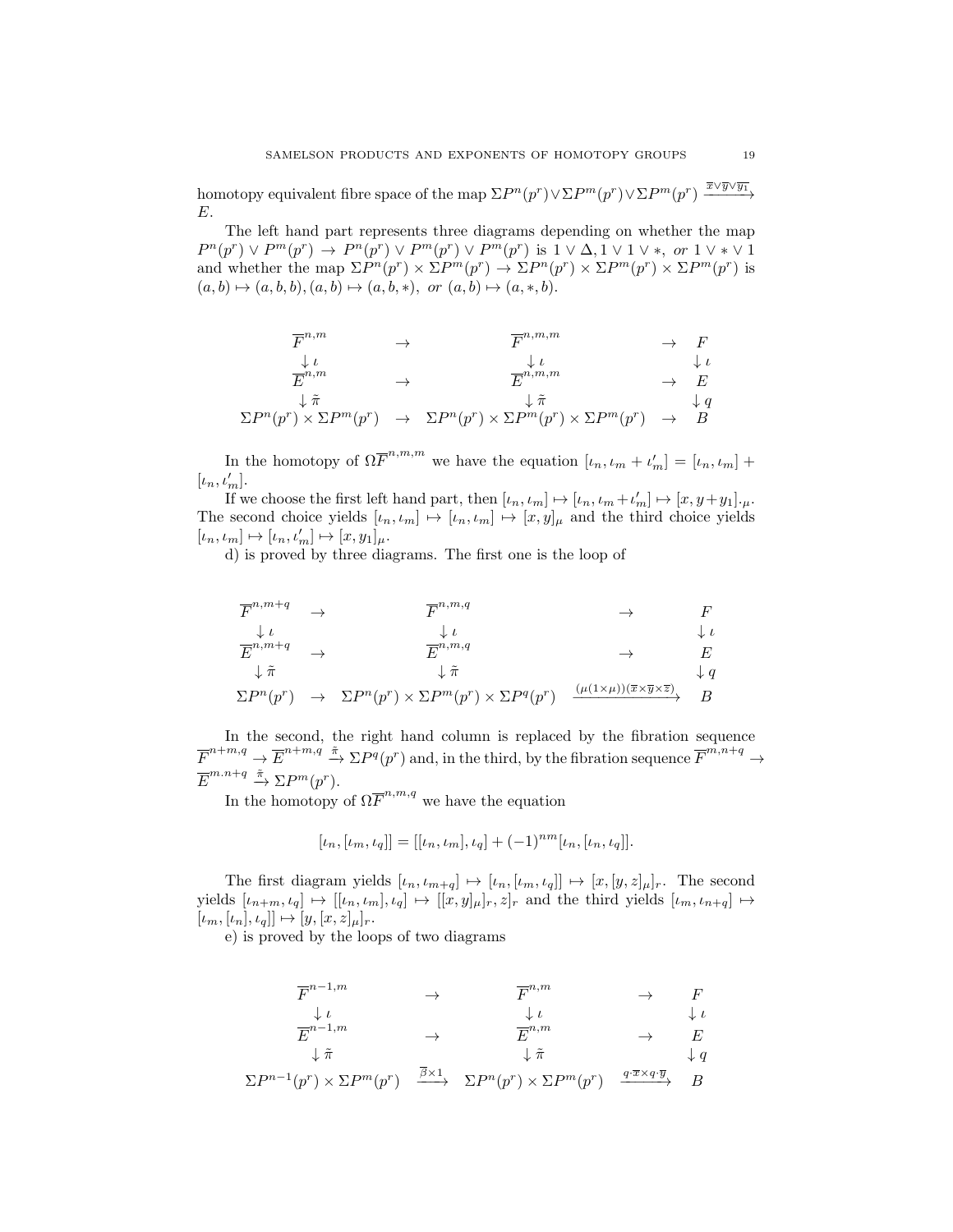homotopy equivalent fibre space of the map $\Sigma P^n(p^r)\vee\Sigma P^m(p^r)\vee\Sigma P^m(p^r) \xrightarrow{\overline{x}\vee\overline{y}\vee\overline{y_1}} E$.

The left hand part represents three diagrams depending on whether the map $P^n(p^r)\vee P^m(p^r) \to P^n(p^r)\vee P^m(p^r)\vee P^m(p^r)$ is $1\vee\Delta, 1\vee 1\vee *,$ *or* $1\vee *\vee 1$ and whether the map $\Sigma P^n(p^r)\times\Sigma P^m(p^r)\to\Sigma P^n(p^r)\times\Sigma P^m(p^r)\times\Sigma P^m(p^r)$ is $(a,b)\mapsto(a,b,b), (a,b)\mapsto(a,b,*),$ *or* $(a,b)\mapsto(a,*,b)$.

$$
\begin{array}{ccccc}
\overline{F}^{n,m} & \to & \overline{F}^{n,m,m} & \to & F \\
\downarrow \iota & & \downarrow \iota & & \downarrow \iota \\
\overline{E}^{n,m} & \to & \overline{E}^{n,m,m} & \to & E \\
\downarrow \tilde{\pi} & & \downarrow \tilde{\pi} & & \downarrow q \\
\Sigma P^n(p^r)\times\Sigma P^m(p^r) & \to & \Sigma P^n(p^r)\times\Sigma P^m(p^r)\times\Sigma P^m(p^r) & \to & B
\end{array}
$$

In the homotopy of $\Omega\overline{F}^{n,m,m}$ we have the equation $[\iota_n,\iota_m+\iota_m'] = [\iota_n,\iota_m] + [\iota_n,\iota_m']$.

If we choose the first left hand part, then $[\iota_n,\iota_m]\mapsto[\iota_n,\iota_m+\iota_m']\mapsto[x,y+y_1]_{\cdot}\mu$. The second choice yields $[\iota_n,\iota_m]\mapsto[\iota_n,\iota_m]\mapsto[x,y]_\mu$ and the third choice yields $[\iota_n,\iota_m]\mapsto[\iota_n,\iota_m']\mapsto[x,y_1]_\mu$.

d) is proved by three diagrams. The first one is the loop of

$$
\begin{array}{ccccc}
\overline{F}^{n,m+q} & \to & \overline{F}^{n,m,q} & \to & F \\
\downarrow \iota & & \downarrow \iota & & \downarrow \iota \\
\overline{E}^{n,m+q} & \to & \overline{E}^{n,m,q} & \to & E \\
\downarrow \tilde{\pi} & & \downarrow \tilde{\pi} & & \downarrow q \\
\Sigma P^n(p^r) & \to & \Sigma P^n(p^r)\times\Sigma P^m(p^r)\times\Sigma P^q(p^r) & \xrightarrow{(\mu(1\times\mu))(\overline{x}\times\overline{y}\times\overline{z})} & B
\end{array}
$$

In the second, the right hand column is replaced by the fibration sequence $\overline{F}^{n+m,q}\to\overline{E}^{n+m,q}\xrightarrow{\tilde{\pi}}\Sigma P^q(p^r)$ and, in the third, by the fibration sequence $\overline{F}^{m,n+q}\to\overline{E}^{m.n+q}\xrightarrow{\tilde{\pi}}\Sigma P^m(p^r)$.

In the homotopy of $\Omega\overline{F}^{n,m,q}$ we have the equation

$$[\iota_n,[\iota_m,\iota_q]] = [[\iota_n,\iota_m],\iota_q] + (-1)^{nm}[\iota_n,[\iota_n,\iota_q]].$$

The first diagram yields $[\iota_n,\iota_{m+q}]\mapsto[\iota_n,[\iota_m,\iota_q]]\mapsto[x,[y,z]_\mu]_r$. The second yields $[\iota_{n+m},\iota_q]\mapsto[[\iota_n,\iota_m],\iota_q]\mapsto[[x,y]_\mu]_r,z]_r$ and the third yields $[\iota_m,\iota_{n+q}]\mapsto[\iota_m,[\iota_n],\iota_q]]\mapsto[y,[x,z]_\mu]_r$.

e) is proved by the loops of two diagrams

$$
\begin{array}{ccccc}
\overline{F}^{n-1,m} & \to & \overline{F}^{n,m} & \to & F \\
\downarrow \iota & & \downarrow \iota & & \downarrow \iota \\
\overline{E}^{n-1,m} & \to & \overline{E}^{n,m} & \to & E \\
\downarrow \tilde{\pi} & & \downarrow \tilde{\pi} & & \downarrow q \\
\Sigma P^{n-1}(p^r)\times\Sigma P^m(p^r) & \xrightarrow{\overline{\beta}\times 1} & \Sigma P^n(p^r)\times\Sigma P^m(p^r) & \xrightarrow{q\cdot\overline{x}\times q\cdot\overline{y}} & B
\end{array}
$$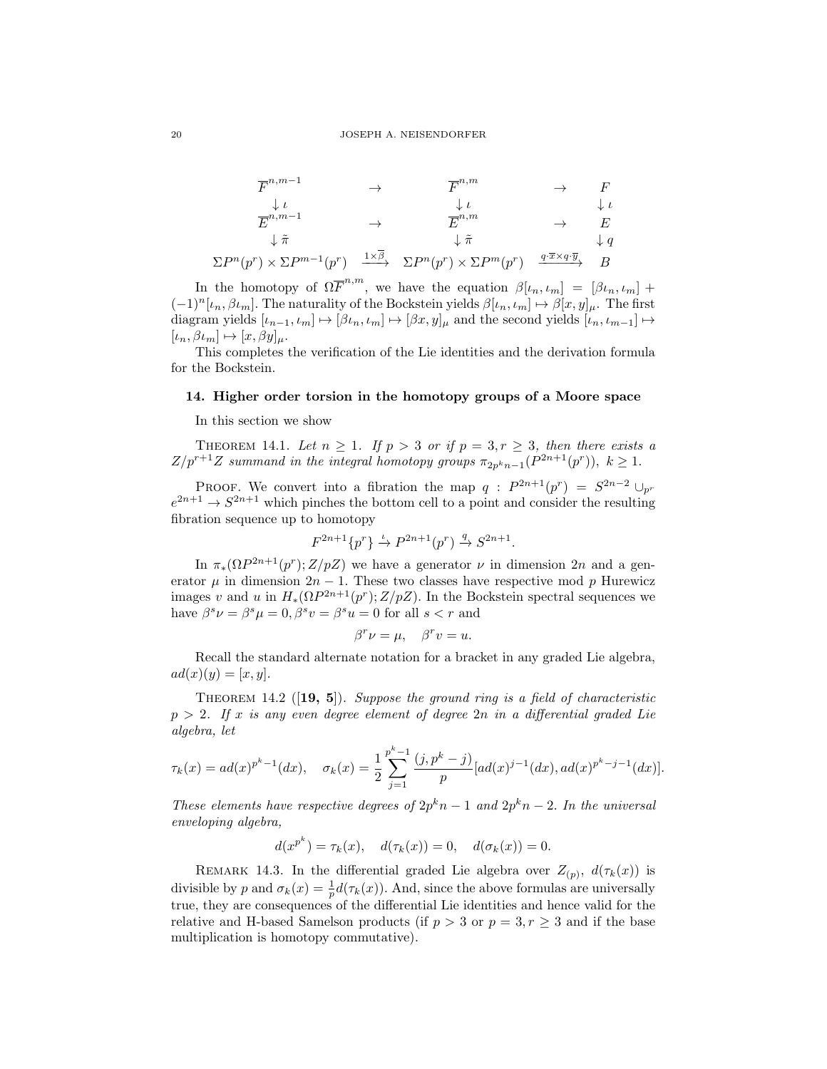$$
\begin{array}{ccccc}
\overline{F}^{n,m-1} & \to & \overline{F}^{n,m} & \to & F \\
\downarrow \iota & & \downarrow \iota & & \downarrow \iota \\
\overline{E}^{n,m-1} & \to & \overline{E}^{n,m} & \to & E \\
\downarrow \tilde{\pi} & & \downarrow \tilde{\pi} & & \downarrow q \\
\Sigma P^n(p^r) \times \Sigma P^{m-1}(p^r) & \xrightarrow{1\times\overline{\beta}} & \Sigma P^n(p^r) \times \Sigma P^m(p^r) & \xrightarrow{q\cdot\overline{x}\times q\cdot\overline{y}} & B
\end{array}
$$

In the homotopy of $\Omega\overline{F}^{n,m}$, we have the equation $\beta[\iota_n, \iota_m] = [\beta\iota_n, \iota_m] + (-1)^n[\iota_n, \beta\iota_m]$. The naturality of the Bockstein yields $\beta[\iota_n, \iota_m] \mapsto \beta[x, y]_\mu$. The first diagram yields $[\iota_{n-1}, \iota_m] \mapsto [\beta\iota_n, \iota_m] \mapsto [\beta x, y]_\mu$ and the second yields $[\iota_n, \iota_{m-1}] \mapsto [\iota_n, \beta\iota_m] \mapsto [x, \beta y]_\mu$.

This completes the verification of the Lie identities and the derivation formula for the Bockstein.

## 14. Higher order torsion in the homotopy groups of a Moore space

In this section we show

THEOREM 14.1. *Let $n \geq 1$. If $p > 3$ or if $p = 3, r \geq 3$, then there exists a $Z/p^{r+1}Z$ summand in the integral homotopy groups $\pi_{2p^kn-1}(P^{2n+1}(p^r))$, $k \geq 1$.*

PROOF. We convert into a fibration the map $q : P^{2n+1}(p^r) = S^{2n-2} \cup_{p^r} e^{2n+1} \to S^{2n+1}$ which pinches the bottom cell to a point and consider the resulting fibration sequence up to homotopy

$$F^{2n+1}\{p^r\} \xrightarrow{\iota} P^{2n+1}(p^r) \xrightarrow{q} S^{2n+1}.$$

In $\pi_*(\Omega P^{2n+1}(p^r); Z/pZ)$ we have a generator $\nu$ in dimension $2n$ and a generator $\mu$ in dimension $2n-1$. These two classes have respective mod $p$ Hurewicz images $v$ and $u$ in $H_*(\Omega P^{2n+1}(p^r); Z/pZ)$. In the Bockstein spectral sequences we have $\beta^s\nu = \beta^s\mu = 0, \beta^s v = \beta^s u = 0$ for all $s < r$ and

$$\beta^r\nu = \mu, \quad \beta^r v = u.$$

Recall the standard alternate notation for a bracket in any graded Lie algebra, $ad(x)(y) = [x, y]$.

THEOREM 14.2 ([**19, 5**]). *Suppose the ground ring is a field of characteristic $p > 2$. If $x$ is any even degree element of degree $2n$ in a differential graded Lie algebra, let*

$$\tau_k(x) = ad(x)^{p^k-1}(dx), \quad \sigma_k(x) = \frac{1}{2}\sum_{j=1}^{p^k-1} \frac{(j, p^k - j)}{p}[ad(x)^{j-1}(dx), ad(x)^{p^k-j-1}(dx)].$$

*These elements have respective degrees of $2p^kn - 1$ and $2p^kn - 2$. In the universal enveloping algebra,*

$$d(x^{p^k}) = \tau_k(x), \quad d(\tau_k(x)) = 0, \quad d(\sigma_k(x)) = 0.$$

REMARK 14.3. In the differential graded Lie algebra over $Z_{(p)}$, $d(\tau_k(x))$ is divisible by $p$ and $\sigma_k(x) = \frac{1}{p}d(\tau_k(x))$. And, since the above formulas are universally true, they are consequences of the differential Lie identities and hence valid for the relative and H-based Samelson products (if $p > 3$ or $p = 3, r \geq 3$ and if the base multiplication is homotopy commutative).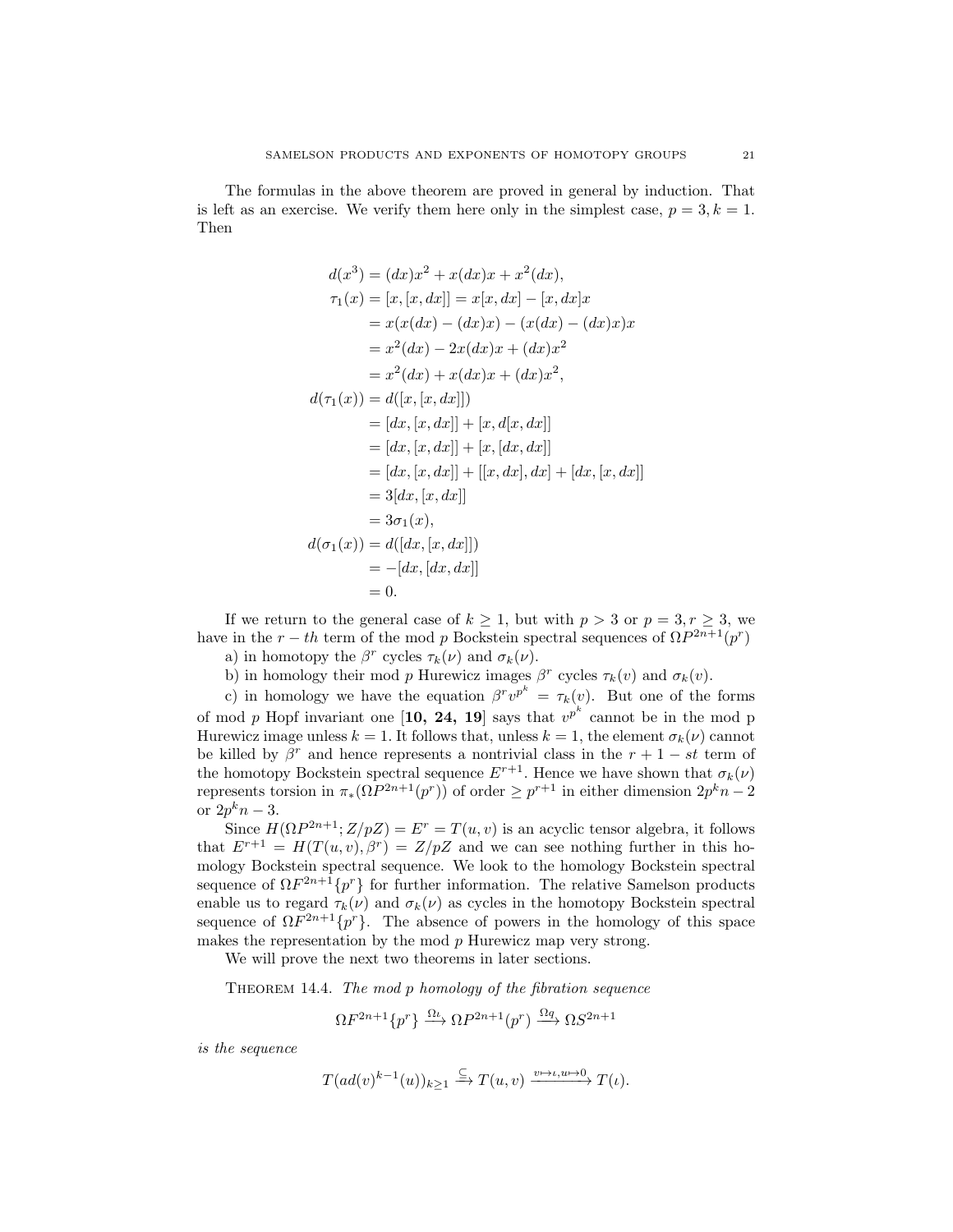The formulas in the above theorem are proved in general by induction. That is left as an exercise. We verify them here only in the simplest case, $p = 3, k = 1$. Then

$$
\begin{aligned}
d(x^3) &= (dx)x^2 + x(dx)x + x^2(dx), \\
\tau_1(x) &= [x,[x,dx]] = x[x,dx] - [x,dx]x \\
&= x(x(dx) - (dx)x) - (x(dx) - (dx)x)x \\
&= x^2(dx) - 2x(dx)x + (dx)x^2 \\
&= x^2(dx) + x(dx)x + (dx)x^2, \\
d(\tau_1(x)) &= d([x,[x,dx]]) \\
&= [dx,[x,dx]] + [x, d[x,dx]] \\
&= [dx,[x,dx]] + [x,[dx,dx]] \\
&= [dx,[x,dx]] + [[x,dx],dx] + [dx,[x,dx]] \\
&= 3[dx,[x,dx]] \\
&= 3\sigma_1(x), \\
d(\sigma_1(x)) &= d([dx,[x,dx]]) \\
&= -[dx,[dx,dx]] \\
&= 0.
\end{aligned}
$$

If we return to the general case of $k \geq 1$, but with $p > 3$ or $p = 3, r \geq 3$, we have in the $r-th$ term of the mod $p$ Bockstein spectral sequences of $\Omega P^{2n+1}(p^r)$

a) in homotopy the $\beta^r$ cycles $\tau_k(\nu)$ and $\sigma_k(\nu)$.

b) in homology their mod $p$ Hurewicz images $\beta^r$ cycles $\tau_k(v)$ and $\sigma_k(v)$.

c) in homology we have the equation $\beta^r v^{p^k} = \tau_k(v)$. But one of the forms of mod $p$ Hopf invariant one [**10, 24, 19**] says that $v^{p^k}$ cannot be in the mod p Hurewicz image unless $k = 1$. It follows that, unless $k = 1$, the element $\sigma_k(\nu)$ cannot be killed by $\beta^r$ and hence represents a nontrivial class in the $r+1-st$ term of the homotopy Bockstein spectral sequence $E^{r+1}$. Hence we have shown that $\sigma_k(\nu)$ represents torsion in $\pi_*(\Omega P^{2n+1}(p^r))$ of order $\geq p^{r+1}$ in either dimension $2p^k n - 2$ or $2p^k n - 3$.

Since $H(\Omega P^{2n+1}; Z/pZ) = E^r = T(u,v)$ is an acyclic tensor algebra, it follows that $E^{r+1} = H(T(u,v), \beta^r) = Z/pZ$ and we can see nothing further in this homology Bockstein spectral sequence. We look to the homology Bockstein spectral sequence of $\Omega F^{2n+1}\{p^r\}$ for further information. The relative Samelson products enable us to regard $\tau_k(\nu)$ and $\sigma_k(\nu)$ as cycles in the homotopy Bockstein spectral sequence of $\Omega F^{2n+1}\{p^r\}$. The absence of powers in the homology of this space makes the representation by the mod $p$ Hurewicz map very strong.

We will prove the next two theorems in later sections.

Theorem 14.4. *The mod p homology of the fibration sequence*

$$\Omega F^{2n+1}\{p^r\} \xrightarrow{\Omega\iota} \Omega P^{2n+1}(p^r) \xrightarrow{\Omega q} \Omega S^{2n+1}$$

*is the sequence*

$$T(ad(v)^{k-1}(u))_{k\geq 1} \xrightarrow{\subseteq} T(u,v) \xrightarrow{v\mapsto\iota, u\mapsto 0} T(\iota).$$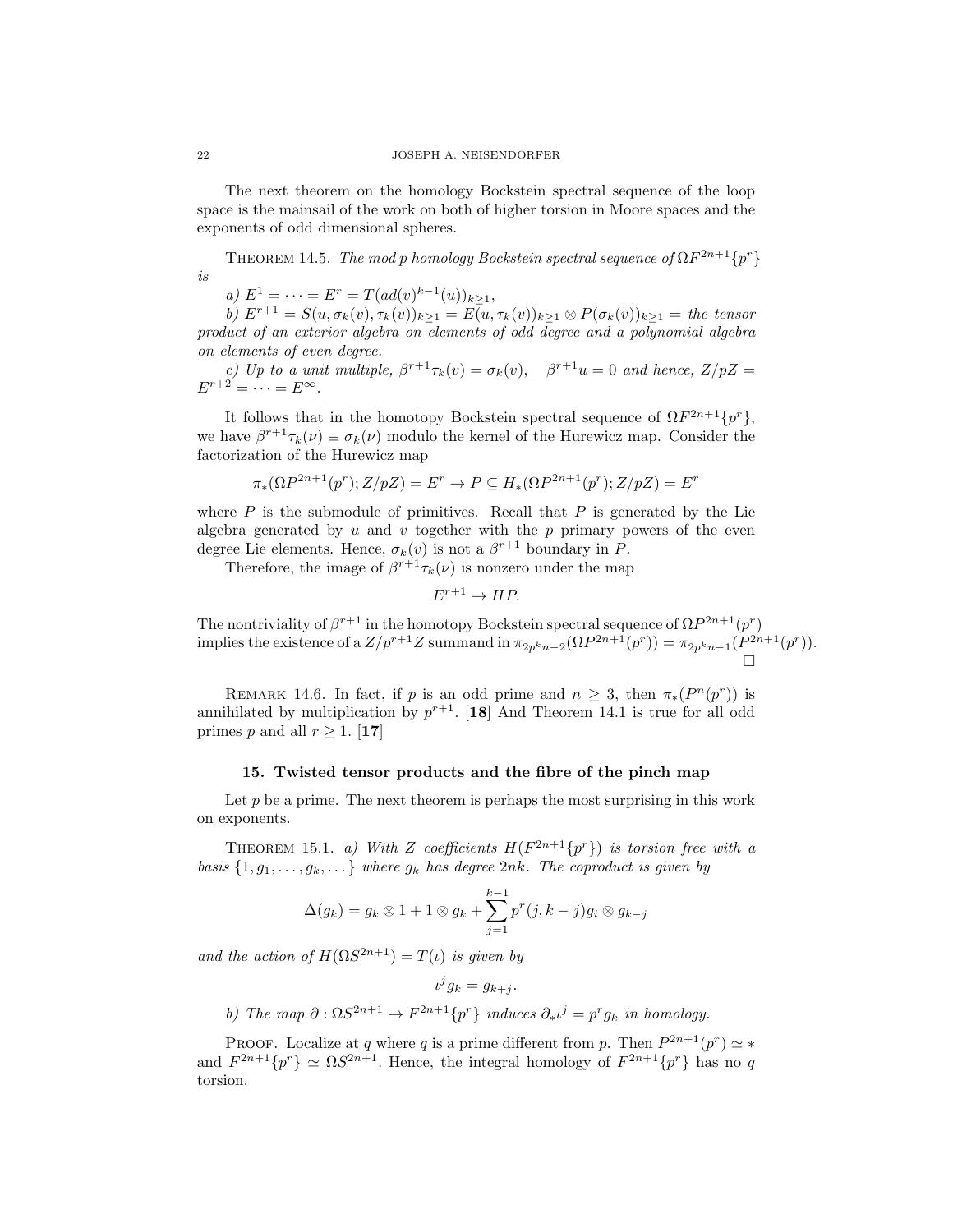The next theorem on the homology Bockstein spectral sequence of the loop space is the mainsail of the work on both of higher torsion in Moore spaces and the exponents of odd dimensional spheres.

THEOREM 14.5. *The mod p homology Bockstein spectral sequence of* $\Omega F^{2n+1}\{p^r\}$ *is*

*a)* $E^1 = \cdots = E^r = T(ad(v)^{k-1}(u))_{k\geq 1}$,

*b)* $E^{r+1} = S(u, \sigma_k(v), \tau_k(v))_{k\geq 1} = E(u, \tau_k(v))_{k\geq 1} \otimes P(\sigma_k(v))_{k\geq 1} =$ *the tensor product of an exterior algebra on elements of odd degree and a polynomial algebra on elements of even degree.*

*c) Up to a unit multiple,* $\beta^{r+1}\tau_k(v) = \sigma_k(v), \quad \beta^{r+1}u = 0$ *and hence,* $Z/pZ = E^{r+2} = \cdots = E^\infty$.

It follows that in the homotopy Bockstein spectral sequence of $\Omega F^{2n+1}\{p^r\}$, we have $\beta^{r+1}\tau_k(\nu) \equiv \sigma_k(\nu)$ modulo the kernel of the Hurewicz map. Consider the factorization of the Hurewicz map

$$\pi_*(\Omega P^{2n+1}(p^r); Z/pZ) = E^r \to P \subseteq H_*(\Omega P^{2n+1}(p^r); Z/pZ) = E^r$$

where $P$ is the submodule of primitives. Recall that $P$ is generated by the Lie algebra generated by $u$ and $v$ together with the $p$ primary powers of the even degree Lie elements. Hence, $\sigma_k(v)$ is not a $\beta^{r+1}$ boundary in $P$.

Therefore, the image of $\beta^{r+1}\tau_k(\nu)$ is nonzero under the map

$$E^{r+1} \to HP.$$

The nontriviality of $\beta^{r+1}$ in the homotopy Bockstein spectral sequence of $\Omega P^{2n+1}(p^r)$ implies the existence of a $Z/p^{r+1}Z$ summand in $\pi_{2p^kn-2}(\Omega P^{2n+1}(p^r)) = \pi_{2p^kn-1}(P^{2n+1}(p^r))$. □

REMARK 14.6. In fact, if $p$ is an odd prime and $n \geq 3$, then $\pi_*(P^n(p^r))$ is annihilated by multiplication by $p^{r+1}$. [**18**] And Theorem 14.1 is true for all odd primes $p$ and all $r \geq 1$. [**17**]

## 15. Twisted tensor products and the fibre of the pinch map

Let $p$ be a prime. The next theorem is perhaps the most surprising in this work on exponents.

THEOREM 15.1. *a) With Z coefficients* $H(F^{2n+1}\{p^r\})$ *is torsion free with a basis* $\{1, g_1, \ldots, g_k, \ldots\}$ *where* $g_k$ *has degree* $2nk$. *The coproduct is given by*

$$\Delta(g_k) = g_k \otimes 1 + 1 \otimes g_k + \sum_{j=1}^{k-1} p^r(j, k-j) g_i \otimes g_{k-j}$$

*and the action of* $H(\Omega S^{2n+1}) = T(\iota)$ *is given by*

$$\iota^j g_k = g_{k+j}.$$

*b) The map* $\partial : \Omega S^{2n+1} \to F^{2n+1}\{p^r\}$ *induces* $\partial_* \iota^j = p^r g_k$ *in homology.*

PROOF. Localize at $q$ where $q$ is a prime different from $p$. Then $P^{2n+1}(p^r) \simeq *$ and $F^{2n+1}\{p^r\} \simeq \Omega S^{2n+1}$. Hence, the integral homology of $F^{2n+1}\{p^r\}$ has no $q$ torsion.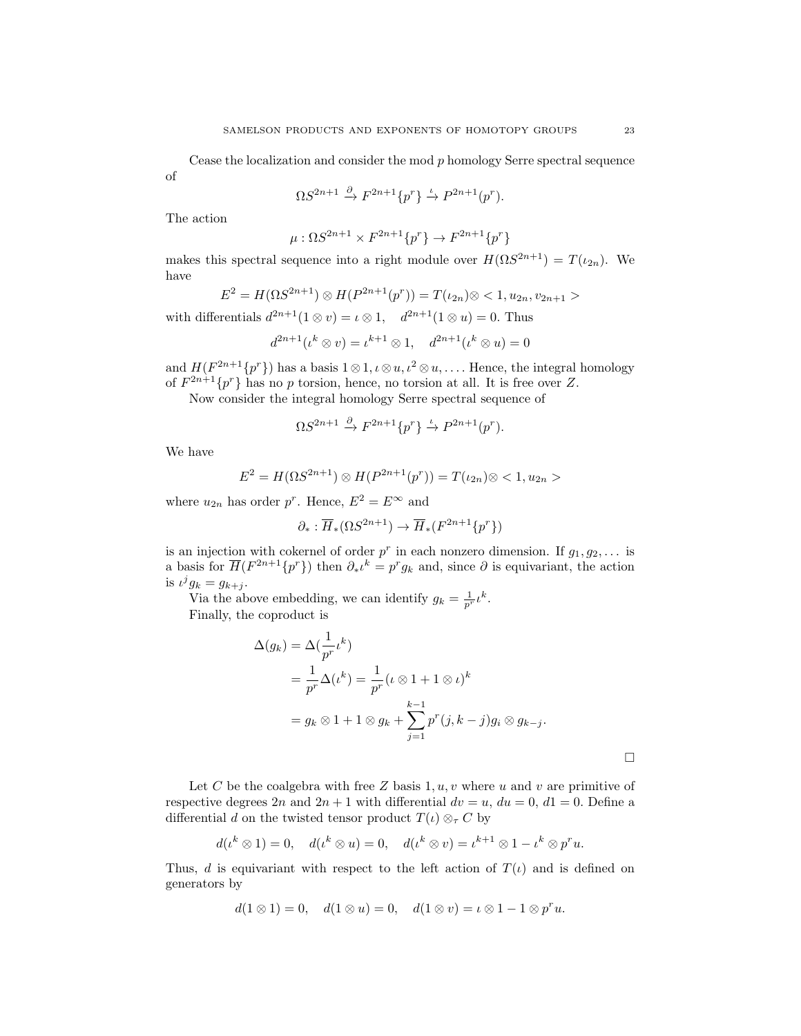Cease the localization and consider the mod $p$ homology Serre spectral sequence of

$$\Omega S^{2n+1} \xrightarrow{\partial} F^{2n+1}\{p^r\} \xrightarrow{\iota} P^{2n+1}(p^r).$$

The action

$$\mu : \Omega S^{2n+1} \times F^{2n+1}\{p^r\} \to F^{2n+1}\{p^r\}$$

makes this spectral sequence into a right module over $H(\Omega S^{2n+1}) = T(\iota_{2n})$. We have

$$E^2 = H(\Omega S^{2n+1}) \otimes H(P^{2n+1}(p^r)) = T(\iota_{2n}) \otimes < 1, u_{2n}, v_{2n+1} >$$

with differentials $d^{2n+1}(1 \otimes v) = \iota \otimes 1, \quad d^{2n+1}(1 \otimes u) = 0$. Thus

$$d^{2n+1}(\iota^k \otimes v) = \iota^{k+1} \otimes 1, \quad d^{2n+1}(\iota^k \otimes u) = 0$$

and $H(F^{2n+1}\{p^r\})$ has a basis $1 \otimes 1, \iota \otimes u, \iota^2 \otimes u, \dots$. Hence, the integral homology of $F^{2n+1}\{p^r\}$ has no $p$ torsion, hence, no torsion at all. It is free over $Z$.

Now consider the integral homology Serre spectral sequence of

$$\Omega S^{2n+1} \xrightarrow{\partial} F^{2n+1}\{p^r\} \xrightarrow{\iota} P^{2n+1}(p^r).$$

We have

$$E^2 = H(\Omega S^{2n+1}) \otimes H(P^{2n+1}(p^r)) = T(\iota_{2n}) \otimes < 1, u_{2n} >$$

where $u_{2n}$ has order $p^r$. Hence, $E^2 = E^\infty$ and

$$\partial_* : \overline{H}_*(\Omega S^{2n+1}) \to \overline{H}_*(F^{2n+1}\{p^r\})$$

is an injection with cokernel of order $p^r$ in each nonzero dimension. If $g_1, g_2, \dots$ is a basis for $\overline{H}(F^{2n+1}\{p^r\})$ then $\partial_* \iota^k = p^r g_k$ and, since $\partial$ is equivariant, the action is $\iota^j g_k = g_{k+j}$.

Via the above embedding, we can identify $g_k = \frac{1}{p^r}\iota^k$.

Finally, the coproduct is

$$\begin{aligned}
\Delta(g_k) &= \Delta(\frac{1}{p^r}\iota^k) \\
&= \frac{1}{p^r}\Delta(\iota^k) = \frac{1}{p^r}(\iota \otimes 1 + 1 \otimes \iota)^k \\
&= g_k \otimes 1 + 1 \otimes g_k + \sum_{j=1}^{k-1} p^r (j, k-j) g_i \otimes g_{k-j}.
\end{aligned}$$

□

Let $C$ be the coalgebra with free $Z$ basis $1, u, v$ where $u$ and $v$ are primitive of respective degrees $2n$ and $2n+1$ with differential $dv = u$, $du = 0$, $d1 = 0$. Define a differential $d$ on the twisted tensor product $T(\iota) \otimes_\tau C$ by

$$d(\iota^k \otimes 1) = 0, \quad d(\iota^k \otimes u) = 0, \quad d(\iota^k \otimes v) = \iota^{k+1} \otimes 1 - \iota^k \otimes p^r u.$$

Thus, $d$ is equivariant with respect to the left action of $T(\iota)$ and is defined on generators by

$$d(1 \otimes 1) = 0, \quad d(1 \otimes u) = 0, \quad d(1 \otimes v) = \iota \otimes 1 - 1 \otimes p^r u.$$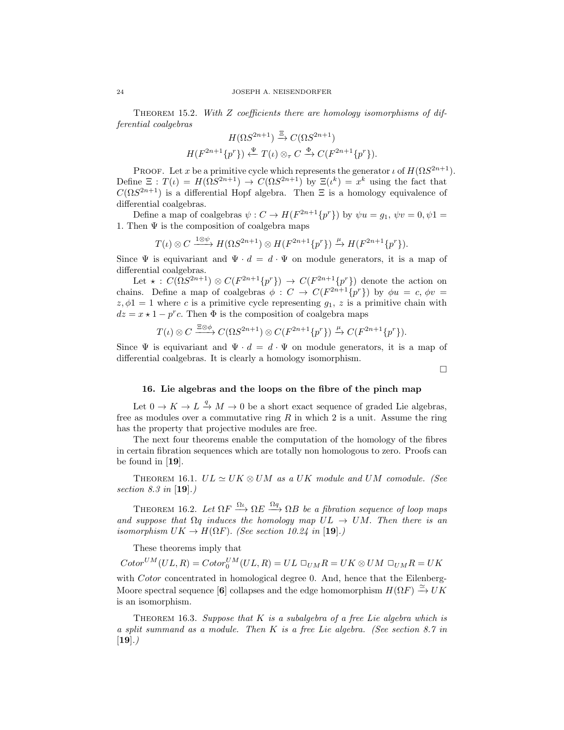THEOREM 15.2. *With Z coefficients there are homology isomorphisms of differential coalgebras*

$$H(\Omega S^{2n+1}) \xrightarrow{\Xi} C(\Omega S^{2n+1})$$

$$H(F^{2n+1}\{p^r\}) \xleftarrow{\Psi} T(\iota) \otimes_\tau C \xrightarrow{\Phi} C(F^{2n+1}\{p^r\}).$$

PROOF. Let $x$ be a primitive cycle which represents the generator $\iota$ of $H(\Omega S^{2n+1})$. Define $\Xi : T(\iota) = H(\Omega S^{2n+1}) \to C(\Omega S^{2n+1})$ by $\Xi(\iota^k) = x^k$ using the fact that $C(\Omega S^{2n+1})$ is a differential Hopf algebra. Then $\Xi$ is a homology equivalence of differential coalgebras.

Define a map of coalgebras $\psi : C \to H(F^{2n+1}\{p^r\})$ by $\psi u = g_1$, $\psi v = 0, \psi 1 = 1$. Then $\Psi$ is the composition of coalgebra maps

$$T(\iota) \otimes C \xrightarrow{1 \otimes \psi} H(\Omega S^{2n+1}) \otimes H(F^{2n+1}\{p^r\}) \xrightarrow{\mu} H(F^{2n+1}\{p^r\}).$$

Since $\Psi$ is equivariant and $\Psi \cdot d = d \cdot \Psi$ on module generators, it is a map of differential coalgebras.

Let $\star : C(\Omega S^{2n+1}) \otimes C(F^{2n+1}\{p^r\}) \to C(F^{2n+1}\{p^r\})$ denote the action on chains. Define a map of coalgebras $\phi : C \to C(F^{2n+1}\{p^r\})$ by $\phi u = c$, $\phi v = z, \phi 1 = 1$ where $c$ is a primitive cycle representing $g_1$, $z$ is a primitive chain with $dz = x \star 1 - p^r c$. Then $\Phi$ is the composition of coalgebra maps

$$T(\iota) \otimes C \xrightarrow{\Xi \otimes \phi} C(\Omega S^{2n+1}) \otimes C(F^{2n+1}\{p^r\}) \xrightarrow{\mu} C(F^{2n+1}\{p^r\}).$$

Since $\Psi$ is equivariant and $\Psi \cdot d = d \cdot \Psi$ on module generators, it is a map of differential coalgebras. It is clearly a homology isomorphism.

□

## 16. Lie algebras and the loops on the fibre of the pinch map

Let $0 \to K \to L \xrightarrow{q} M \to 0$ be a short exact sequence of graded Lie algebras, free as modules over a commutative ring $R$ in which 2 is a unit. Assume the ring has the property that projective modules are free.

The next four theorems enable the computation of the homology of the fibres in certain fibration sequences which are totally non homologous to zero. Proofs can be found in [**19**].

THEOREM 16.1. *$UL \simeq UK \otimes UM$ as a $UK$ module and $UM$ comodule. (See section 8.3 in* [**19**].*)*

THEOREM 16.2. *Let $\Omega F \xrightarrow{\Omega\iota} \Omega E \xrightarrow{\Omega q} \Omega B$ be a fibration sequence of loop maps and suppose that $\Omega q$ induces the homology map $UL \to UM$. Then there is an isomorphism $UK \to H(\Omega F)$. (See section 10.24 in* [**19**].*)*

These theorems imply that

$$Cotor^{UM}(UL, R) = Cotor_0^{UM}(UL, R) = UL \,\square_{UM} R = UK \otimes UM \,\square_{UM} R = UK$$

with *Cotor* concentrated in homological degree 0. And, hence that the Eilenberg-Moore spectral sequence [**6**] collapses and the edge homomorphism $H(\Omega F) \xrightarrow{\simeq} UK$ is an isomorphism.

THEOREM 16.3. *Suppose that $K$ is a subalgebra of a free Lie algebra which is a split summand as a module. Then $K$ is a free Lie algebra. (See section 8.7 in* [**19**].*)*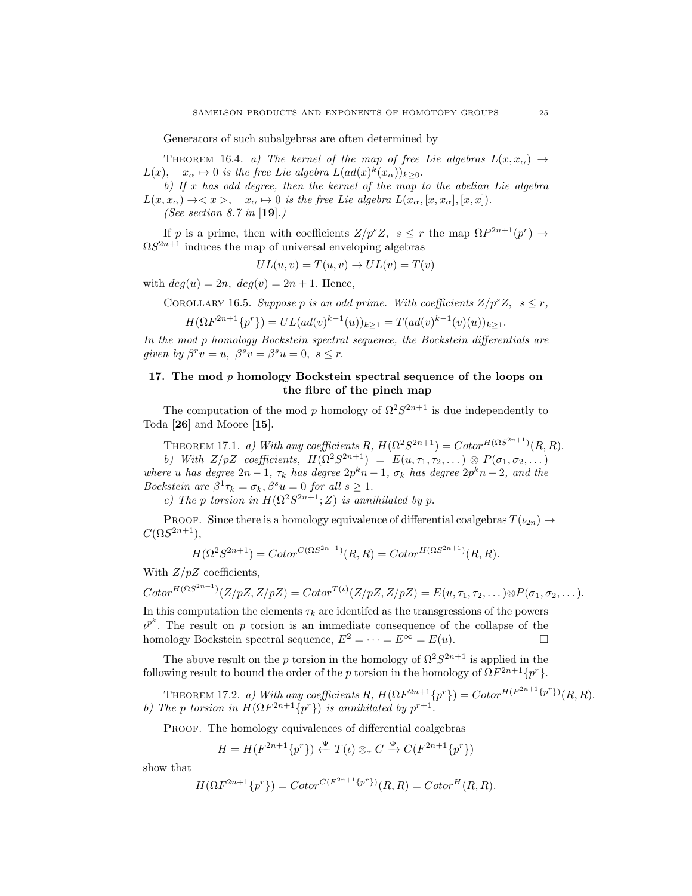Generators of such subalgebras are often determined by

THEOREM 16.4. *a) The kernel of the map of free Lie algebras $L(x, x_\alpha) \to L(x)$, $\quad x_\alpha \mapsto 0$ is the free Lie algebra $L(ad(x)^k(x_\alpha))_{k\geq 0}$.*

*b) If $x$ has odd degree, then the kernel of the map to the abelian Lie algebra $L(x, x_\alpha) \to < x >$, $\quad x_\alpha \mapsto 0$ is the free Lie algebra $L(x_\alpha, [x, x_\alpha], [x, x])$.*

*(See section 8.7 in* [**19**].*)*

If $p$ is a prime, then with coefficients $Z/p^sZ$, $s \leq r$ the map $\Omega P^{2n+1}(p^r) \to \Omega S^{2n+1}$ induces the map of universal enveloping algebras

$$UL(u, v) = T(u, v) \to UL(v) = T(v)$$

with $deg(u) = 2n$, $deg(v) = 2n + 1$. Hence,

COROLLARY 16.5. *Suppose $p$ is an odd prime. With coefficients $Z/p^sZ$, $s \leq r$,*

$$H(\Omega F^{2n+1}\{p^r\}) = UL(ad(v)^{k-1}(u))_{k\geq 1} = T(ad(v)^{k-1}(v)(u))_{k\geq 1}.$$

*In the mod $p$ homology Bockstein spectral sequence, the Bockstein differentials are given by $\beta^r v = u$, $\beta^s v = \beta^s u = 0$, $s \leq r$.*

## 17. The mod $p$ homology Bockstein spectral sequence of the loops on the fibre of the pinch map

The computation of the mod $p$ homology of $\Omega^2 S^{2n+1}$ is due independently to Toda [**26**] and Moore [**15**].

THEOREM 17.1. *a) With any coefficients $R$, $H(\Omega^2 S^{2n+1}) = Cotor^{H(\Omega S^{2n+1})}(R, R)$.*

*b) With $Z/pZ$ coefficients, $H(\Omega^2 S^{2n+1}) = E(u, \tau_1, \tau_2, \dots) \otimes P(\sigma_1, \sigma_2, \dots)$ where $u$ has degree $2n-1$, $\tau_k$ has degree $2p^k n - 1$, $\sigma_k$ has degree $2p^k n - 2$, and the Bockstein are $\beta^1 \tau_k = \sigma_k, \beta^s u = 0$ for all $s \geq 1$.*

*c) The $p$ torsion in $H(\Omega^2 S^{2n+1}; Z)$ is annihilated by $p$.*

PROOF. Since there is a homology equivalence of differential coalgebras $T(\iota_{2n}) \to C(\Omega S^{2n+1})$,

$$H(\Omega^2 S^{2n+1}) = Cotor^{C(\Omega S^{2n+1})}(R, R) = Cotor^{H(\Omega S^{2n+1})}(R, R).$$

With $Z/pZ$ coefficients,

$$Cotor^{H(\Omega S^{2n+1})}(Z/pZ, Z/pZ) = Cotor^{T(\iota)}(Z/pZ, Z/pZ) = E(u, \tau_1, \tau_2, \dots) \otimes P(\sigma_1, \sigma_2, \dots).$$

In this computation the elements $\tau_k$ are identifed as the transgressions of the powers $\iota^{p^k}$. The result on $p$ torsion is an immediate consequence of the collapse of the homology Bockstein spectral sequence, $E^2 = \cdots = E^\infty = E(u)$. $\square$

The above result on the $p$ torsion in the homology of $\Omega^2 S^{2n+1}$ is applied in the following result to bound the order of the $p$ torsion in the homology of $\Omega F^{2n+1}\{p^r\}$.

THEOREM 17.2. *a) With any coefficients $R$, $H(\Omega F^{2n+1}\{p^r\}) = Cotor^{H(F^{2n+1}\{p^r\})}(R, R)$.*
*b) The $p$ torsion in $H(\Omega F^{2n+1}\{p^r\})$ is annihilated by $p^{r+1}$.*

PROOF. The homology equivalences of differential coalgebras

$$H = H(F^{2n+1}\{p^r\}) \xleftarrow{\Psi} T(\iota) \otimes_\tau C \xrightarrow{\Phi} C(F^{2n+1}\{p^r\})$$

show that

$$H(\Omega F^{2n+1}\{p^r\}) = Cotor^{C(F^{2n+1}\{p^r\})}(R, R) = Cotor^H(R, R).$$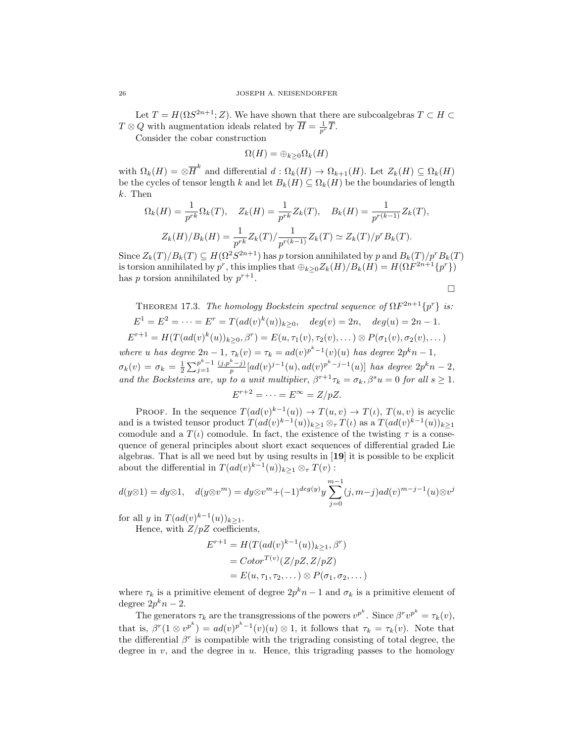Let $T = H(\Omega S^{2n+1}; Z)$. We have shown that there are subcoalgebras $T \subset H \subset T \otimes Q$ with augmentation ideals related by $\overline{H} = \frac{1}{p^r}\overline{T}$.

Consider the cobar construction

$$\Omega(H) = \oplus_{k\geq 0}\Omega_k(H)$$

with $\Omega_k(H) = \otimes \overline{H}^k$ and differential $d : \Omega_k(H) \to \Omega_{k+1}(H)$. Let $Z_k(H) \subseteq \Omega_k(H)$ be the cycles of tensor length $k$ and let $B_k(H) \subseteq \Omega_k(H)$ be the boundaries of length $k$. Then

$$\Omega_k(H) = \frac{1}{p^{rk}}\Omega_k(T), \quad Z_k(H) = \frac{1}{p^{rk}}Z_k(T), \quad B_k(H) = \frac{1}{p^{r(k-1)}}Z_k(T),$$

$$Z_k(H)/B_k(H) = \frac{1}{p^{rk}}Z_k(T)/\frac{1}{p^{r(k-1)}}Z_k(T) \simeq Z_k(T)/p^r B_k(T).$$

Since $Z_k(T)/B_k(T) \subseteq H(\Omega^2 S^{2n+1})$ has $p$ torsion annihilated by $p$ and $B_k(T)/p^r B_k(T)$ is torsion annihilated by $p^r$, this implies that $\oplus_{k\geq 0}Z_k(H)/B_k(H) = H(\Omega F^{2n+1}\{p^r\})$ has $p$ torsion annihilated by $p^{r+1}$.

$\square$

Theorem 17.3. *The homology Bockstein spectral sequence of $\Omega F^{2n+1}\{p^r\}$ is:*

$$E^1 = E^2 = \cdots = E^r = T(ad(v)^k(u))_{k\geq 0}, \quad deg(v) = 2n, \quad deg(u) = 2n-1.$$

$$E^{r+1} = H(T(ad(v)^k(u))_{k\geq 0}, \beta^r) = E(u, \tau_1(v), \tau_2(v), \dots) \otimes P(\sigma_1(v), \sigma_2(v), \dots)$$

*where $u$ has degree $2n-1$, $\tau_k(v) = \tau_k = ad(v)^{p^k-1}(v)(u)$ has degree $2p^k n - 1$, $\sigma_k(v) = \sigma_k = \frac{1}{2}\sum_{j=1}^{p^k-1}\frac{(j,p^k-j)}{p}[ad(v)^{j-1}(u), ad(v)^{p^k-j-1}(u)]$ has degree $2p^k n - 2$, and the Bocksteins are, up to a unit multiplier, $\beta^{r+1}\tau_k = \sigma_k, \beta^s u = 0$ for all $s \geq 1$.*

$$E^{r+2} = \cdots = E^\infty = Z/pZ.$$

Proof. In the sequence $T(ad(v)^{k-1}(u)) \to T(u,v) \to T(\iota)$, $T(u,v)$ is acyclic and is a twisted tensor product $T(ad(v)^{k-1}(u))_{k\geq 1} \otimes_\tau T(\iota)$ as a $T(ad(v)^{k-1}(u))_{k\geq 1}$ comodule and a $T(\iota)$ comodule. In fact, the existence of the twisting $\tau$ is a consequence of general principles about short exact sequences of differential graded Lie algebras. That is all we need but by using results in **[19]** it is possible to be explicit about the differential in $T(ad(v)^{k-1}(u))_{k\geq 1} \otimes_\tau T(v)$ :

$$d(y \otimes 1) = dy \otimes 1, \quad d(y \otimes v^m) = dy \otimes v^m + (-1)^{deg(y)} y \sum_{j=0}^{m-1}(j, m-j) ad(v)^{m-j-1}(u) \otimes v^j$$

for all $y$ in $T(ad(v)^{k-1}(u))_{k\geq 1}$.

Hence, with $Z/pZ$ coefficients,

$$\begin{aligned} E^{r+1} &= H(T(ad(v)^{k-1}(u))_{k\geq 1}, \beta^r) \\ &= Cotor^{T(v)}(Z/pZ, Z/pZ) \\ &= E(u, \tau_1, \tau_2, \dots) \otimes P(\sigma_1, \sigma_2, \dots) \end{aligned}$$

where $\tau_k$ is a primitive element of degree $2p^k n - 1$ and $\sigma_k$ is a primitive element of degree $2p^k n - 2$.

The generators $\tau_k$ are the transgressions of the powers $v^{p^k}$. Since $\beta^r v^{p^k} = \tau_k(v)$, that is, $\beta^r(1 \otimes v^{p^k}) = ad(v)^{p^k-1}(v)(u) \otimes 1$, it follows that $\tau_k = \tau_k(v)$. Note that the differential $\beta^r$ is compatible with the trigrading consisting of total degree, the degree in $v$, and the degree in $u$. Hence, this trigrading passes to the homology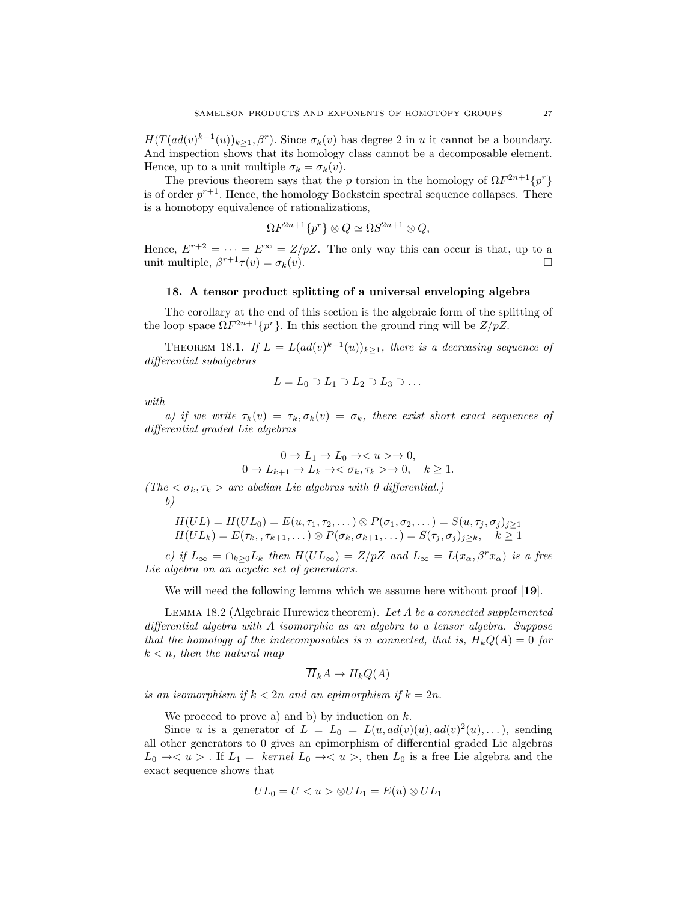$H(T(ad(v)^{k-1}(u))_{k\geq 1}, \beta^r)$. Since $\sigma_k(v)$ has degree 2 in $u$ it cannot be a boundary. And inspection shows that its homology class cannot be a decomposable element. Hence, up to a unit multiple $\sigma_k = \sigma_k(v)$.

The previous theorem says that the $p$ torsion in the homology of $\Omega F^{2n+1}\{p^r\}$ is of order $p^{r+1}$. Hence, the homology Bockstein spectral sequence collapses. There is a homotopy equivalence of rationalizations,

$$\Omega F^{2n+1}\{p^r\} \otimes Q \simeq \Omega S^{2n+1} \otimes Q,$$

Hence, $E^{r+2} = \cdots = E^\infty = Z/pZ$. The only way this can occur is that, up to a unit multiple, $\beta^{r+1}\tau(v) = \sigma_k(v)$. $\square$

## 18. A tensor product splitting of a universal enveloping algebra

The corollary at the end of this section is the algebraic form of the splitting of the loop space $\Omega F^{2n+1}\{p^r\}$. In this section the ground ring will be $Z/pZ$.

Theorem 18.1. *If $L = L(ad(v)^{k-1}(u))_{k\geq 1}$, there is a decreasing sequence of differential subalgebras*

$$L = L_0 \supset L_1 \supset L_2 \supset L_3 \supset \ldots$$

*with*

*a) if we write $\tau_k(v) = \tau_k, \sigma_k(v) = \sigma_k$, there exist short exact sequences of differential graded Lie algebras*

$$0 \to L_1 \to L_0 \to < u > \to 0,$$
$$0 \to L_{k+1} \to L_k \to < \sigma_k, \tau_k > \to 0, \quad k \geq 1.$$

*(The $< \sigma_k, \tau_k >$ are abelian Lie algebras with 0 differential.)*

*b)*

$$H(UL) = H(UL_0) = E(u, \tau_1, \tau_2, \ldots) \otimes P(\sigma_1, \sigma_2, \ldots) = S(u, \tau_j, \sigma_j)_{j\geq 1}$$
$$H(UL_k) = E(\tau_k, , \tau_{k+1}, \ldots) \otimes P(\sigma_k, \sigma_{k+1}, \ldots) = S(\tau_j, \sigma_j)_{j\geq k}, \quad k \geq 1$$

*c) if $L_\infty = \cap_{k\geq 0} L_k$ then $H(UL_\infty) = Z/pZ$ and $L_\infty = L(x_\alpha, \beta^r x_\alpha)$ is a free Lie algebra on an acyclic set of generators.*

We will need the following lemma which we assume here without proof [**19**].

Lemma 18.2 (Algebraic Hurewicz theorem). *Let $A$ be a connected supplemented differential algebra with $A$ isomorphic as an algebra to a tensor algebra. Suppose that the homology of the indecomposables is $n$ connected, that is, $H_k Q(A) = 0$ for $k < n$, then the natural map*

$$\overline{H}_k A \to H_k Q(A)$$

*is an isomorphism if $k < 2n$ and an epimorphism if $k = 2n$.*

We proceed to prove a) and b) by induction on $k$.

Since $u$ is a generator of $L = L_0 = L(u, ad(v)(u), ad(v)^2(u), \ldots)$, sending all other generators to 0 gives an epimorphism of differential graded Lie algebras $L_0 \to < u >$ . If $L_1 =$ *kernel* $L_0 \to < u >$, then $L_0$ is a free Lie algebra and the exact sequence shows that

$$UL_0 = U < u > \otimes UL_1 = E(u) \otimes UL_1$$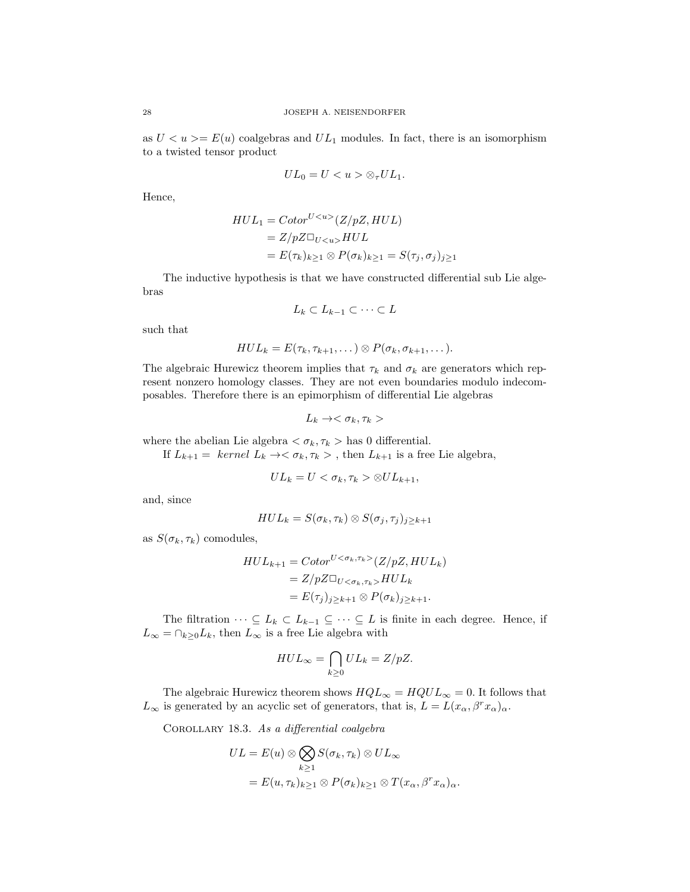as $U < u >= E(u)$ coalgebras and $UL_1$ modules. In fact, there is an isomorphism to a twisted tensor product

$$UL_0 = U < u > \otimes_\tau UL_1.$$

Hence,

$$\begin{aligned} HUL_1 &= Cotor^{U<u>}(Z/pZ, HUL) \\ &= Z/pZ \square_{U<u>} HUL \\ &= E(\tau_k)_{k\geq 1} \otimes P(\sigma_k)_{k\geq 1} = S(\tau_j, \sigma_j)_{j\geq 1} \end{aligned}$$

The inductive hypothesis is that we have constructed differential sub Lie algebras

$$L_k \subset L_{k-1} \subset \cdots \subset L$$

such that

$$HUL_k = E(\tau_k, \tau_{k+1}, \dots) \otimes P(\sigma_k, \sigma_{k+1}, \dots).$$

The algebraic Hurewicz theorem implies that $\tau_k$ and $\sigma_k$ are generators which represent nonzero homology classes. They are not even boundaries modulo indecomposables. Therefore there is an epimorphism of differential Lie algebras

$$L_k \to < \sigma_k, \tau_k >$$

where the abelian Lie algebra $< \sigma_k, \tau_k >$ has 0 differential.

If $L_{k+1} = \ kernel\ L_k \to < \sigma_k, \tau_k >$ , then $L_{k+1}$ is a free Lie algebra,

$$UL_k = U < \sigma_k, \tau_k > \otimes UL_{k+1},$$

and, since

$$HUL_k = S(\sigma_k, \tau_k) \otimes S(\sigma_j, \tau_j)_{j\geq k+1}$$

as $S(\sigma_k, \tau_k)$ comodules,

$$\begin{aligned} HUL_{k+1} &= Cotor^{U<\sigma_k,\tau_k>}(Z/pZ, HUL_k) \\ &= Z/pZ \square_{U<\sigma_k,\tau_k>} HUL_k \\ &= E(\tau_j)_{j\geq k+1} \otimes P(\sigma_k)_{j\geq k+1}. \end{aligned}$$

The filtration $\cdots \subseteq L_k \subset L_{k-1} \subseteq \cdots \subseteq L$ is finite in each degree. Hence, if $L_\infty = \cap_{k\geq 0} L_k$, then $L_\infty$ is a free Lie algebra with

$$HUL_\infty = \bigcap_{k\geq 0} UL_k = Z/pZ.$$

The algebraic Hurewicz theorem shows $HQL_\infty = HQUL_\infty = 0$. It follows that $L_\infty$ is generated by an acyclic set of generators, that is, $L = L(x_\alpha, \beta^r x_\alpha)_\alpha$.

Corollary 18.3. *As a differential coalgebra*

$$\begin{aligned} UL &= E(u) \otimes \bigotimes_{k\geq 1} S(\sigma_k, \tau_k) \otimes UL_\infty \\ &= E(u, \tau_k)_{k\geq 1} \otimes P(\sigma_k)_{k\geq 1} \otimes T(x_\alpha, \beta^r x_\alpha)_\alpha. \end{aligned}$$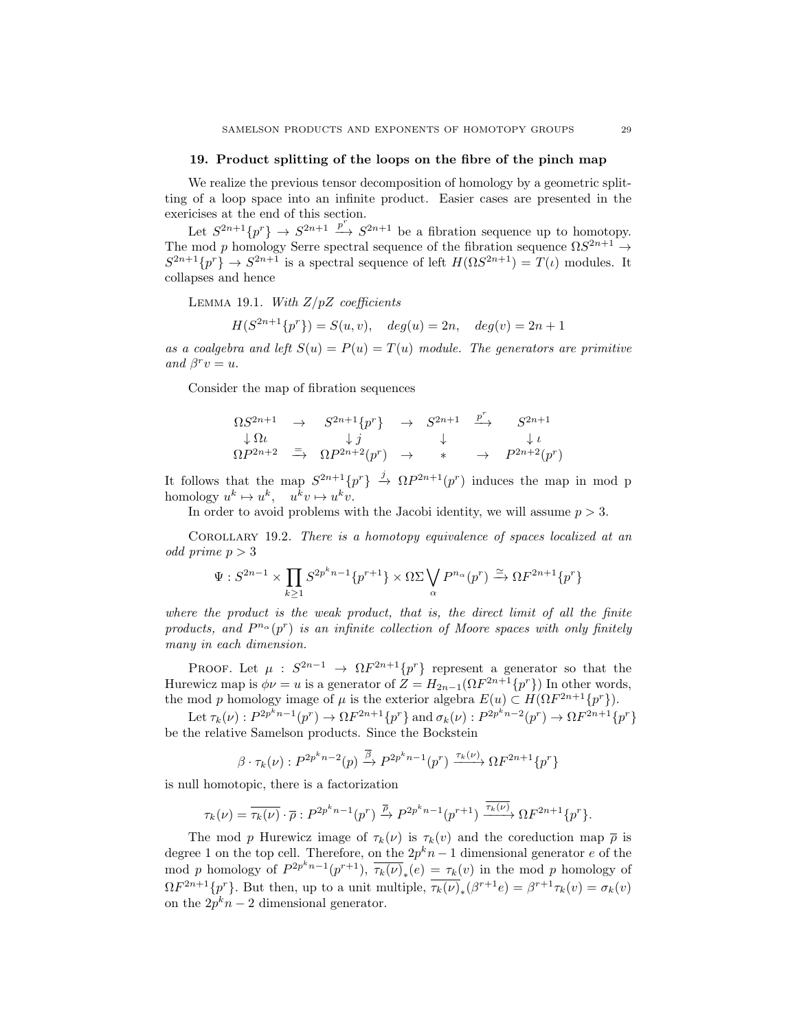## 19. Product splitting of the loops on the fibre of the pinch map

We realize the previous tensor decomposition of homology by a geometric splitting of a loop space into an infinite product. Easier cases are presented in the exericises at the end of this section.

Let $S^{2n+1}\{p^r\} \to S^{2n+1} \xrightarrow{p^r} S^{2n+1}$ be a fibration sequence up to homotopy. The mod $p$ homology Serre spectral sequence of the fibration sequence $\Omega S^{2n+1} \to S^{2n+1}\{p^r\} \to S^{2n+1}$ is a spectral sequence of left $H(\Omega S^{2n+1}) = T(\iota)$ modules. It collapses and hence

Lemma 19.1. *With $Z/pZ$ coefficients*

$$H(S^{2n+1}\{p^r\}) = S(u,v), \quad deg(u) = 2n, \quad deg(v) = 2n+1$$

*as a coalgebra and left $S(u) = P(u) = T(u)$ module. The generators are primitive and $\beta^r v = u$.*

Consider the map of fibration sequences

$$\begin{array}{ccccccc}
\Omega S^{2n+1} & \to & S^{2n+1}\{p^r\} & \to & S^{2n+1} & \xrightarrow{p^r} & S^{2n+1} \\
\downarrow \Omega\iota & & \downarrow j & & \downarrow & & \downarrow \iota \\
\Omega P^{2n+2} & \xrightarrow{=} & \Omega P^{2n+2}(p^r) & \to & * & \to & P^{2n+2}(p^r)
\end{array}$$

It follows that the map $S^{2n+1}\{p^r\} \xrightarrow{j} \Omega P^{2n+1}(p^r)$ induces the map in mod p homology $u^k \mapsto u^k, \quad u^k v \mapsto u^k v$.

In order to avoid problems with the Jacobi identity, we will assume $p > 3$.

Corollary 19.2. *There is a homotopy equivalence of spaces localized at an odd prime $p > 3$*

$$\Psi : S^{2n-1} \times \prod_{k\geq 1} S^{2p^k n-1}\{p^{r+1}\} \times \Omega\Sigma \bigvee_\alpha P^{n_\alpha}(p^r) \xrightarrow{\simeq} \Omega F^{2n+1}\{p^r\}$$

*where the product is the weak product, that is, the direct limit of all the finite products, and $P^{n_\alpha}(p^r)$ is an infinite collection of Moore spaces with only finitely many in each dimension.*

Proof. Let $\mu : S^{2n-1} \to \Omega F^{2n+1}\{p^r\}$ represent a generator so that the Hurewicz map is $\phi\nu = u$ is a generator of $Z = H_{2n-1}(\Omega F^{2n+1}\{p^r\})$ In other words, the mod $p$ homology image of $\mu$ is the exterior algebra $E(u) \subset H(\Omega F^{2n+1}\{p^r\})$.

Let $\tau_k(\nu) : P^{2p^k n-1}(p^r) \to \Omega F^{2n+1}\{p^r\}$ and $\sigma_k(\nu) : P^{2p^k n-2}(p^r) \to \Omega F^{2n+1}\{p^r\}$ be the relative Samelson products. Since the Bockstein

$$\beta \cdot \tau_k(\nu) : P^{2p^k n-2}(p) \xrightarrow{\overline{\beta}} P^{2p^k n-1}(p^r) \xrightarrow{\tau_k(\nu)} \Omega F^{2n+1}\{p^r\}$$

is null homotopic, there is a factorization

$$\tau_k(\nu) = \overline{\tau_k(\nu)} \cdot \overline{\rho} : P^{2p^k n-1}(p^r) \xrightarrow{\overline{\rho}} P^{2p^k n-1}(p^{r+1}) \xrightarrow{\overline{\tau_k(\nu)}} \Omega F^{2n+1}\{p^r\}.$$

The mod $p$ Hurewicz image of $\tau_k(\nu)$ is $\tau_k(v)$ and the coreduction map $\overline{\rho}$ is degree 1 on the top cell. Therefore, on the $2p^k n - 1$ dimensional generator $e$ of the mod $p$ homology of $P^{2p^k n-1}(p^{r+1})$, $\overline{\tau_k(\nu)}_*(e) = \tau_k(v)$ in the mod $p$ homology of $\Omega F^{2n+1}\{p^r\}$. But then, up to a unit multiple, $\overline{\tau_k(\nu)}_*(\beta^{r+1}e) = \beta^{r+1}\tau_k(v) = \sigma_k(v)$ on the $2p^k n - 2$ dimensional generator.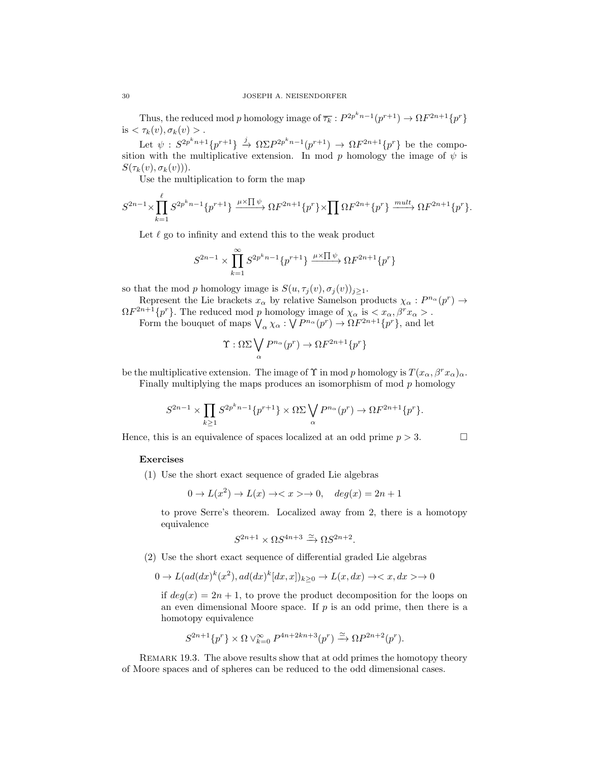Thus, the reduced mod $p$ homology image of $\overline{\tau_k} : P^{2p^k n-1}(p^{r+1}) \to \Omega F^{2n+1}\{p^r\}$ is $< \tau_k(v), \sigma_k(v) >$ .

Let $\psi : S^{2p^k n+1}\{p^{r+1}\} \xrightarrow{j} \Omega\Sigma P^{2p^k n-1}(p^{r+1}) \to \Omega F^{2n+1}\{p^r\}$ be the composition with the multiplicative extension. In mod $p$ homology the image of $\psi$ is $S(\tau_k(v), \sigma_k(v)))$.

Use the multiplication to form the map

$$S^{2n-1} \times \prod_{k=1}^{\ell} S^{2p^k n-1}\{p^{r+1}\} \xrightarrow{\mu\times\prod\psi} \Omega F^{2n+1}\{p^r\} \times \prod \Omega F^{2n+}\{p^r\} \xrightarrow{mult} \Omega F^{2n+1}\{p^r\}.$$

Let $\ell$ go to infinity and extend this to the weak product

$$S^{2n-1} \times \prod_{k=1}^{\infty} S^{2p^k n-1}\{p^{r+1}\} \xrightarrow{\mu\times\prod\psi} \Omega F^{2n+1}\{p^r\}$$

so that the mod $p$ homology image is $S(u, \tau_j(v), \sigma_j(v))_{j\geq 1}$.

Represent the Lie brackets $x_\alpha$ by relative Samelson products $\chi_\alpha : P^{n_\alpha}(p^r) \to \Omega F^{2n+1}\{p^r\}$. The reduced mod $p$ homology image of $\chi_\alpha$ is $< x_\alpha, \beta^r x_\alpha >$ .

Form the bouquet of maps $\bigvee_\alpha \chi_\alpha : \bigvee P^{n_\alpha}(p^r) \to \Omega F^{2n+1}\{p^r\}$, and let

$$\Upsilon : \Omega\Sigma \bigvee_\alpha P^{n_\alpha}(p^r) \to \Omega F^{2n+1}\{p^r\}$$

be the multiplicative extension. The image of $\Upsilon$ in mod $p$ homology is $T(x_\alpha, \beta^r x_\alpha)_\alpha$.

Finally multiplying the maps produces an isomorphism of mod $p$ homology

$$S^{2n-1} \times \prod_{k\geq 1} S^{2p^k n-1}\{p^{r+1}\} \times \Omega\Sigma \bigvee_\alpha P^{n_\alpha}(p^r) \to \Omega F^{2n+1}\{p^r\}.$$

Hence, this is an equivalence of spaces localized at an odd prime $p > 3$. □

**Exercises**

(1) Use the short exact sequence of graded Lie algebras

$$0 \to L(x^2) \to L(x) \to < x > \to 0, \quad deg(x) = 2n+1$$

to prove Serre's theorem. Localized away from 2, there is a homotopy equivalence

$$S^{2n+1} \times \Omega S^{4n+3} \xrightarrow{\simeq} \Omega S^{2n+2}.$$

(2) Use the short exact sequence of differential graded Lie algebras

$$0 \to L(ad(dx)^k(x^2), ad(dx)^k[dx, x])_{k\geq 0} \to L(x, dx) \to < x, dx > \to 0$$

if $deg(x) = 2n+1$, to prove the product decomposition for the loops on an even dimensional Moore space. If $p$ is an odd prime, then there is a homotopy equivalence

$$S^{2n+1}\{p^r\} \times \Omega \vee_{k=0}^{\infty} P^{4n+2kn+3}(p^r) \xrightarrow{\simeq} \Omega P^{2n+2}(p^r).$$

REMARK 19.3. The above results show that at odd primes the homotopy theory of Moore spaces and of spheres can be reduced to the odd dimensional cases.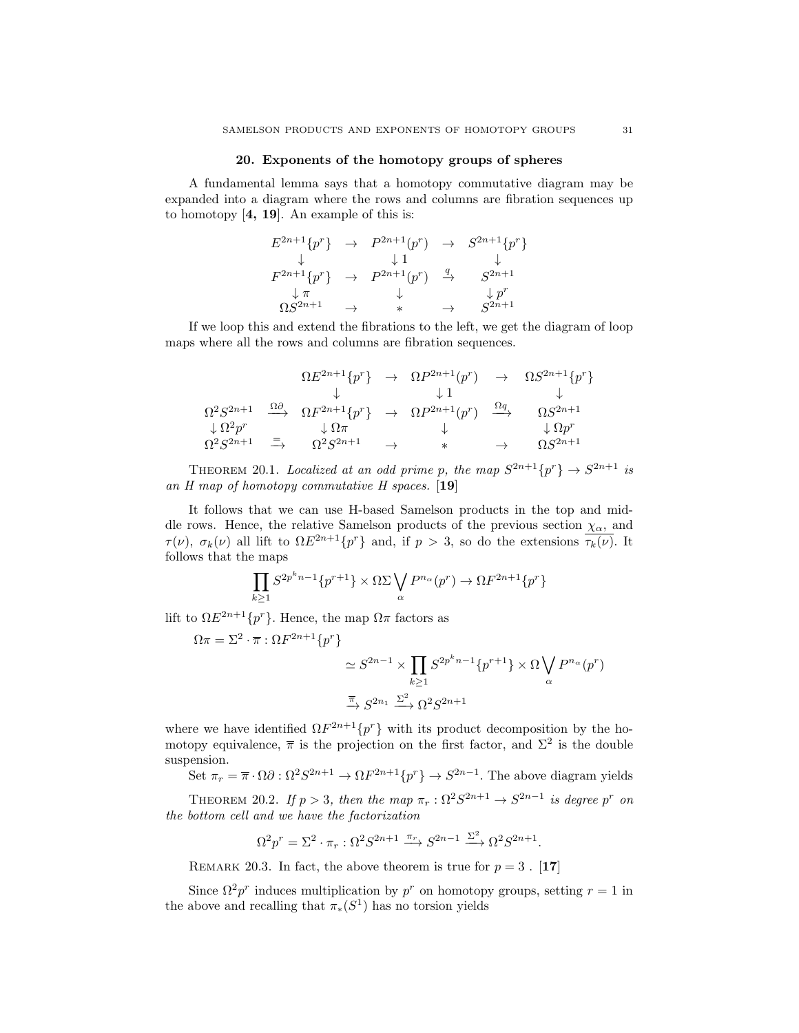## 20. Exponents of the homotopy groups of spheres

A fundamental lemma says that a homotopy commutative diagram may be expanded into a diagram where the rows and columns are fibration sequences up to homotopy [**4, 19**]. An example of this is:

$$
\begin{array}{ccccc}
E^{2n+1}\{p^r\} & \to & P^{2n+1}(p^r) & \to & S^{2n+1}\{p^r\} \\
\downarrow & & \downarrow 1 & & \downarrow \\
F^{2n+1}\{p^r\} & \to & P^{2n+1}(p^r) & \xrightarrow{q} & S^{2n+1} \\
\downarrow \pi & & \downarrow & & \downarrow p^r \\
\Omega S^{2n+1} & \to & * & \to & S^{2n+1}
\end{array}
$$

If we loop this and extend the fibrations to the left, we get the diagram of loop maps where all the rows and columns are fibration sequences.

$$
\begin{array}{ccccccc}
 & & \Omega E^{2n+1}\{p^r\} & \to & \Omega P^{2n+1}(p^r) & \to & \Omega S^{2n+1}\{p^r\} \\
 & & \downarrow & & \downarrow 1 & & \downarrow \\
\Omega^2 S^{2n+1} & \xrightarrow{\Omega\partial} & \Omega F^{2n+1}\{p^r\} & \to & \Omega P^{2n+1}(p^r) & \xrightarrow{\Omega q} & \Omega S^{2n+1} \\
\downarrow \Omega^2 p^r & & \downarrow \Omega\pi & & \downarrow & & \downarrow \Omega p^r \\
\Omega^2 S^{2n+1} & \xrightarrow{=} & \Omega^2 S^{2n+1} & \to & * & \to & \Omega S^{2n+1}
\end{array}
$$

Theorem 20.1. *Localized at an odd prime $p$, the map $S^{2n+1}\{p^r\} \to S^{2n+1}$ is an H map of homotopy commutative H spaces.* [**19**]

It follows that we can use H-based Samelson products in the top and middle rows. Hence, the relative Samelson products of the previous section $\underline{\chi_\alpha}$, and $\tau(\nu)$, $\sigma_k(\nu)$ all lift to $\Omega E^{2n+1}\{p^r\}$ and, if $p > 3$, so do the extensions $\overline{\tau_k(\nu)}$. It follows that the maps

$$\prod_{k\geq 1} S^{2p^k n-1}\{p^{r+1}\} \times \Omega\Sigma \bigvee_\alpha P^{n_\alpha}(p^r) \to \Omega F^{2n+1}\{p^r\}$$

lift to $\Omega E^{2n+1}\{p^r\}$. Hence, the map $\Omega\pi$ factors as

$$
\begin{aligned}
\Omega\pi = \Sigma^2 \cdot \overline{\pi} : \Omega F^{2n+1}\{p^r\} & \\
&\simeq S^{2n-1} \times \prod_{k\geq 1} S^{2p^k n-1}\{p^{r+1}\} \times \Omega \bigvee_\alpha P^{n_\alpha}(p^r) \\
&\xrightarrow{\overline{\pi}} S^{2n_1} \xrightarrow{\Sigma^2} \Omega^2 S^{2n+1}
\end{aligned}
$$

where we have identified $\Omega F^{2n+1}\{p^r\}$ with its product decomposition by the homotopy equivalence, $\overline{\pi}$ is the projection on the first factor, and $\Sigma^2$ is the double suspension.

Set $\pi_r = \overline{\pi} \cdot \Omega\partial : \Omega^2 S^{2n+1} \to \Omega F^{2n+1}\{p^r\} \to S^{2n-1}$. The above diagram yields

Theorem 20.2. *If $p > 3$, then the map $\pi_r : \Omega^2 S^{2n+1} \to S^{2n-1}$ is degree $p^r$ on the bottom cell and we have the factorization*

$$\Omega^2 p^r = \Sigma^2 \cdot \pi_r : \Omega^2 S^{2n+1} \xrightarrow{\pi_r} S^{2n-1} \xrightarrow{\Sigma^2} \Omega^2 S^{2n+1}.$$

Remark 20.3. In fact, the above theorem is true for $p = 3$ . [**17**]

Since $\Omega^2 p^r$ induces multiplication by $p^r$ on homotopy groups, setting $r = 1$ in the above and recalling that $\pi_*(S^1)$ has no torsion yields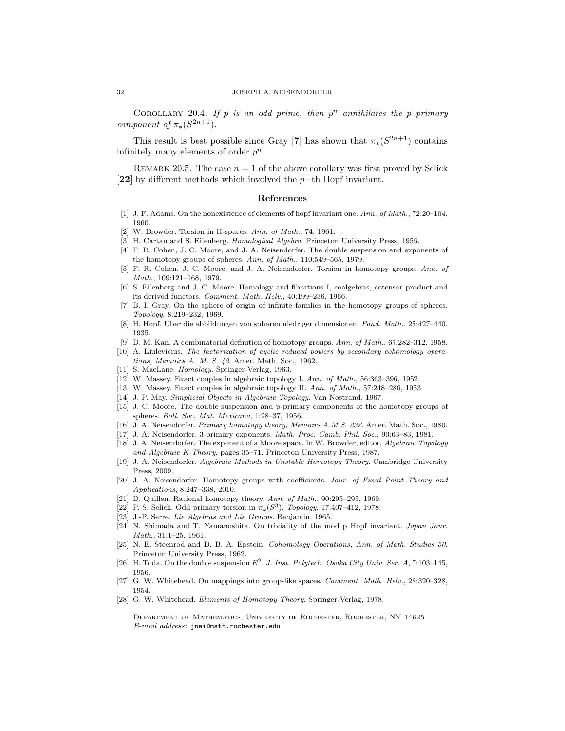Corollary 20.4. *If $p$ is an odd prime, then $p^n$ annihilates the $p$ primary component of $\pi_*(S^{2n+1})$.*

This result is best possible since Gray [**7**] has shown that $\pi_*(S^{2n+1})$ contains infinitely many elements of order $p^n$.

Remark 20.5. The case $n = 1$ of the above corollary was first proved by Selick [**22**] by different methods which involved the $p-$th Hopf invariant.

## References

[1] J. F. Adams. On the nonexistence of elements of hopf invariant one. *Ann. of Math.*, 72:20–104, 1960.

[2] W. Browder. Torsion in H-spaces. *Ann. of Math.*, 74, 1961.

[3] H. Cartan and S. Eilenberg. *Homological Algebra*. Princeton University Press, 1956.

[4] F. R. Cohen, J. C. Moore, and J. A. Neisendorfer. The double suspension and exponents of the homotopy groups of spheres. *Ann. of Math.*, 110:549–565, 1979.

[5] F. R. Cohen, J. C. Moore, and J. A. Neisendorfer. Torsion in homotopy groups. *Ann. of Math.*, 109:121–168, 1979.

[6] S. Eilenberg and J. C. Moore. Homology and fibrations I, coalgebras, cotensor product and its derived functors. *Comment. Math. Helv.*, 40:199–236, 1966.

[7] B. I. Gray. On the sphere of origin of infinite families in the homotopy groups of spheres. *Topology*, 8:219–232, 1969.

[8] H. Hopf. Uber die abbildungen von spharen niedriger dimensionen. *Fund. Math.*, 25:427–440, 1935.

[9] D. M. Kan. A combinatorial definition of homotopy groups. *Ann. of Math.*, 67:282–312, 1958.

[10] A. Liulevicius. *The factorization of cyclic reduced powers by secondary cohomology operations, Memoirs A. M. S. 42*. Amer. Math. Soc., 1962.

[11] S. MacLane. *Homology*. Springer-Verlag, 1963.

[12] W. Massey. Exact couples in algebraic topology I. *Ann. of Math.*, 56:363–396, 1952.

[13] W. Massey. Exact couples in algebraic topology II. *Ann. of Math.*, 57:248–286, 1953.

[14] J. P. May. *Simplicial Objects in Algebraic Topology*. Van Nostrand, 1967.

[15] J. C. Moore. The double suspension and p-primary components of the homotopy groups of spheres. *Boll. Soc. Mat. Mexicana*, 1:28–37, 1956.

[16] J. A. Neisendorfer. *Primary homotopy theory, Memoirs A.M.S. 232*. Amer. Math. Soc., 1980.

[17] J. A. Neisendorfer. 3-primary exponents. *Math. Proc. Camb. Phil. Soc.*, 90:63–83, 1981.

[18] J. A. Neisendorfer. The exponent of a Moore space. In W. Browder, editor, *Algebraic Topology and Algebraic K-Theory*, pages 35–71. Princeton University Press, 1987.

[19] J. A. Neisendorfer. *Algebraic Methods in Unstable Homotopy Theory*. Cambridge University Press, 2009.

[20] J. A. Neisendorfer. Homotopy groups with coefficients. *Jour. of Fixed Point Theory and Applications*, 8:247–338, 2010.

[21] D. Quillen. Rational homotopy theory. *Ann. of Math.*, 90:295–295, 1969.

[22] P. S. Selick. Odd primary torsion in $\pi_k(S^3)$. *Topology*, 17:407–412, 1978.

[23] J.-P. Serre. *Lie Algebras and Lie Groups*. Benjamin, 1965.

[24] N. Shimada and T. Yamanoshita. On triviality of the mod p Hopf invariant. *Japan Jour. Math.*, 31:1–25, 1961.

[25] N. E. Steenrod and D. B. A. Epstein. *Cohomology Operations, Ann. of Math. Studies 50*. Princeton University Press, 1962.

[26] H. Toda. On the double suspension $E^2$. *J. Inst. Polytech. Osaka City Univ. Ser. A*, 7:103–145, 1956.

[27] G. W. Whitehead. On mappings into group-like spaces. *Comment. Math. Helv.*, 28:320–328, 1954.

[28] G. W. Whitehead. *Elements of Homotopy Theory*. Springer-Verlag, 1978.

Department of Mathematics, University of Rochester, Rochester, NY 14625
*E-mail address*: jnei@math.rochester.edu